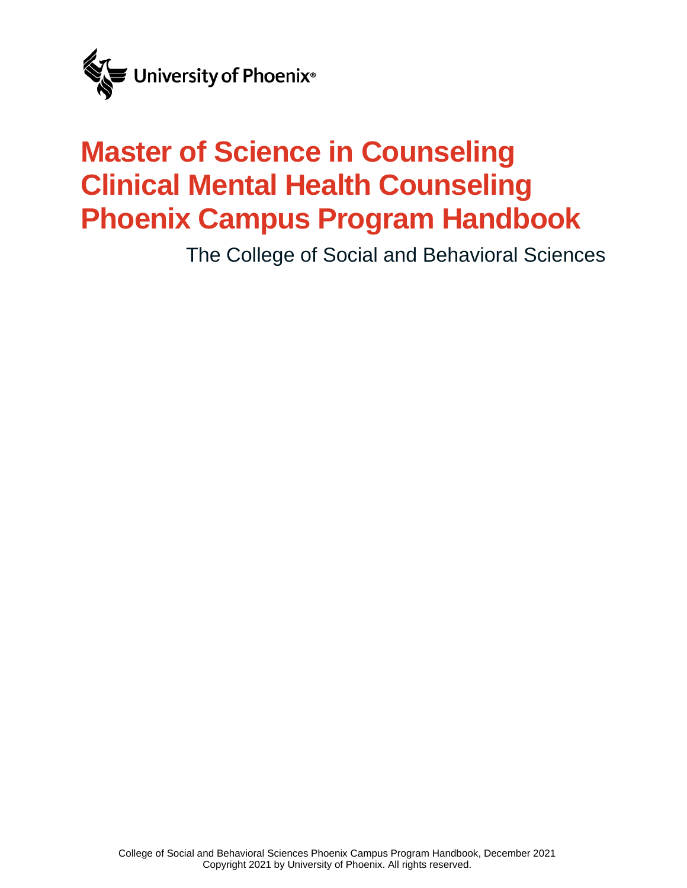University of Phoenix®

# Master of Science in Counseling Clinical Mental Health Counseling Phoenix Campus Program Handbook

The College of Social and Behavioral Sciences

College of Social and Behavioral Sciences Phoenix Campus Program Handbook, December 2021
Copyright 2021 by University of Phoenix. All rights reserved.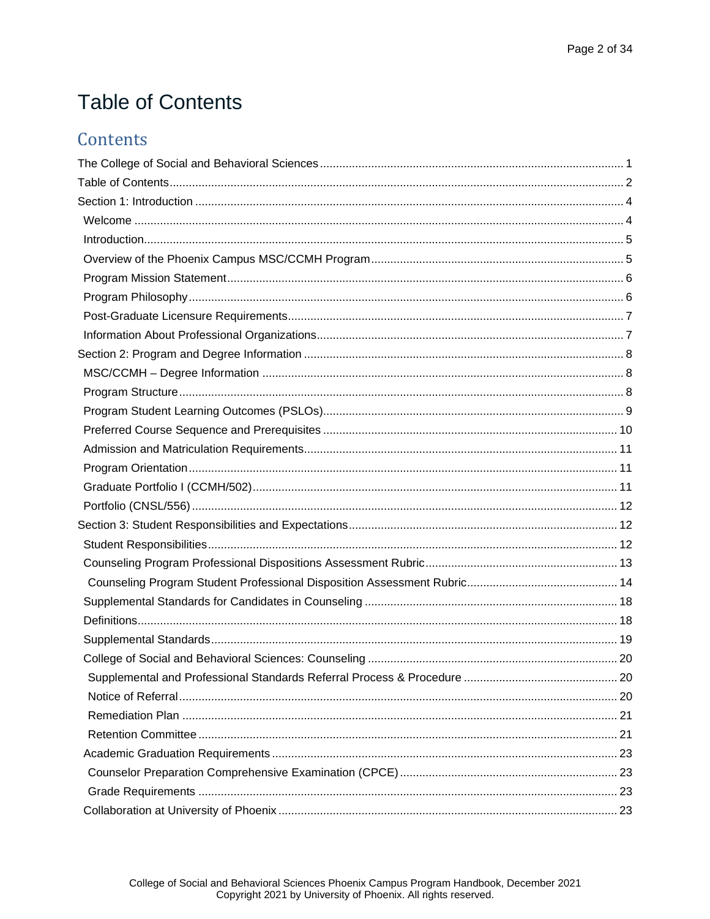# Table of Contents

## Contents

The College of Social and Behavioral Sciences ............................................................................................ 1
Table of Contents ........................................................................................................................................... 2
Section 1: Introduction ................................................................................................................................... 4
  Welcome ...................................................................................................................................................... 4
  Introduction .................................................................................................................................................. 5
  Overview of the Phoenix Campus MSC/CCMH Program ............................................................................. 5
  Program Mission Statement ......................................................................................................................... 6
  Program Philosophy ..................................................................................................................................... 6
  Post-Graduate Licensure Requirements ...................................................................................................... 7
  Information About Professional Organizations ............................................................................................. 7
Section 2: Program and Degree Information .................................................................................................. 8
  MSC/CCMH – Degree Information ............................................................................................................... 8
  Program Structure ........................................................................................................................................ 8
  Program Student Learning Outcomes (PSLOs) ........................................................................................... 9
  Preferred Course Sequence and Prerequisites .......................................................................................... 10
  Admission and Matriculation Requirements ............................................................................................... 11
  Program Orientation ................................................................................................................................... 11
  Graduate Portfolio I (CCMH/502) ............................................................................................................... 11
  Portfolio (CNSL/556) .................................................................................................................................. 12
Section 3: Student Responsibilities and Expectations .................................................................................. 12
  Student Responsibilities ............................................................................................................................. 12
  Counseling Program Professional Dispositions Assessment Rubric .......................................................... 13
    Counseling Program Student Professional Disposition Assessment Rubric ............................................. 14
  Supplemental Standards for Candidates in Counseling ............................................................................. 18
  Definitions ................................................................................................................................................... 18
  Supplemental Standards ............................................................................................................................ 19
  College of Social and Behavioral Sciences: Counseling ............................................................................ 20
    Supplemental and Professional Standards Referral Process & Procedure .............................................. 20
    Notice of Referral ...................................................................................................................................... 20
    Remediation Plan ...................................................................................................................................... 21
    Retention Committee ................................................................................................................................. 21
  Academic Graduation Requirements ......................................................................................................... 23
    Counselor Preparation Comprehensive Examination (CPCE) .................................................................. 23
    Grade Requirements ................................................................................................................................. 23
  Collaboration at University of Phoenix ........................................................................................................ 23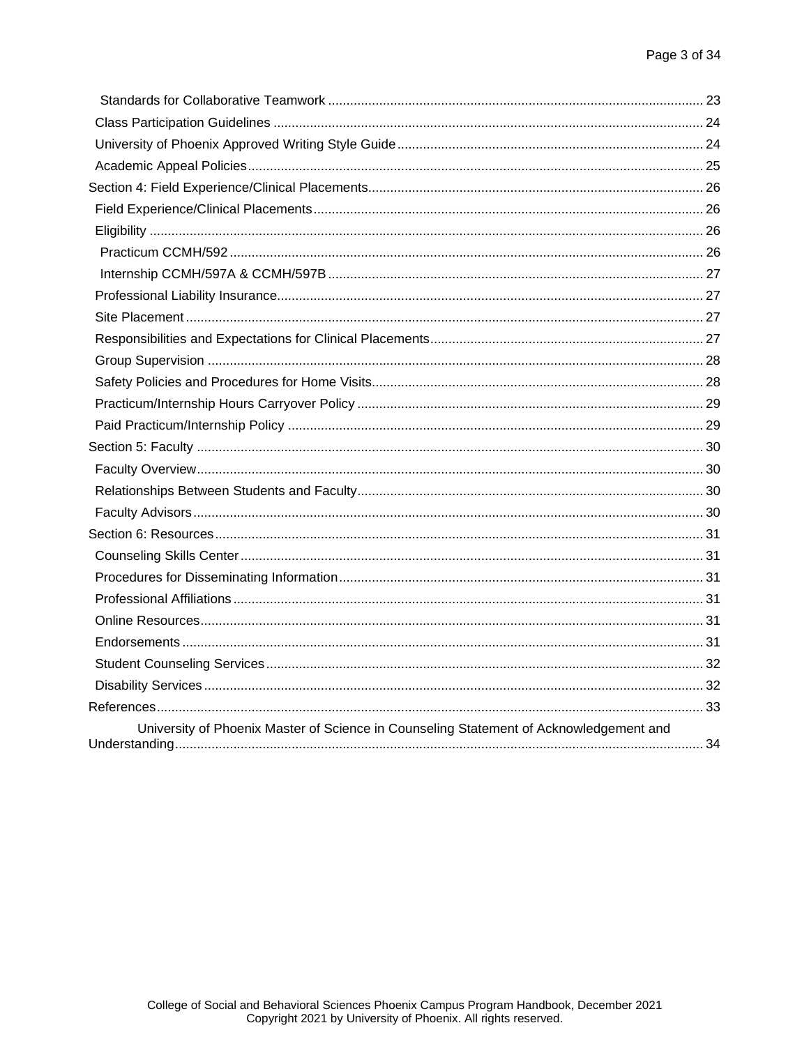- Standards for Collaborative Teamwork ........ 23
- Class Participation Guidelines ........ 24
- University of Phoenix Approved Writing Style Guide ........ 24
- Academic Appeal Policies ........ 25

Section 4: Field Experience/Clinical Placements ........ 26

- Field Experience/Clinical Placements ........ 26
- Eligibility ........ 26
  - Practicum CCMH/592 ........ 26
  - Internship CCMH/597A & CCMH/597B ........ 27
- Professional Liability Insurance ........ 27
- Site Placement ........ 27
- Responsibilities and Expectations for Clinical Placements ........ 27
- Group Supervision ........ 28
- Safety Policies and Procedures for Home Visits ........ 28
- Practicum/Internship Hours Carryover Policy ........ 29
- Paid Practicum/Internship Policy ........ 29

Section 5: Faculty ........ 30

- Faculty Overview ........ 30
- Relationships Between Students and Faculty ........ 30
- Faculty Advisors ........ 30

Section 6: Resources ........ 31

- Counseling Skills Center ........ 31
- Procedures for Disseminating Information ........ 31
- Professional Affiliations ........ 31
- Online Resources ........ 31
- Endorsements ........ 31
- Student Counseling Services ........ 32
- Disability Services ........ 32

References ........ 33

University of Phoenix Master of Science in Counseling Statement of Acknowledgement and Understanding ........ 34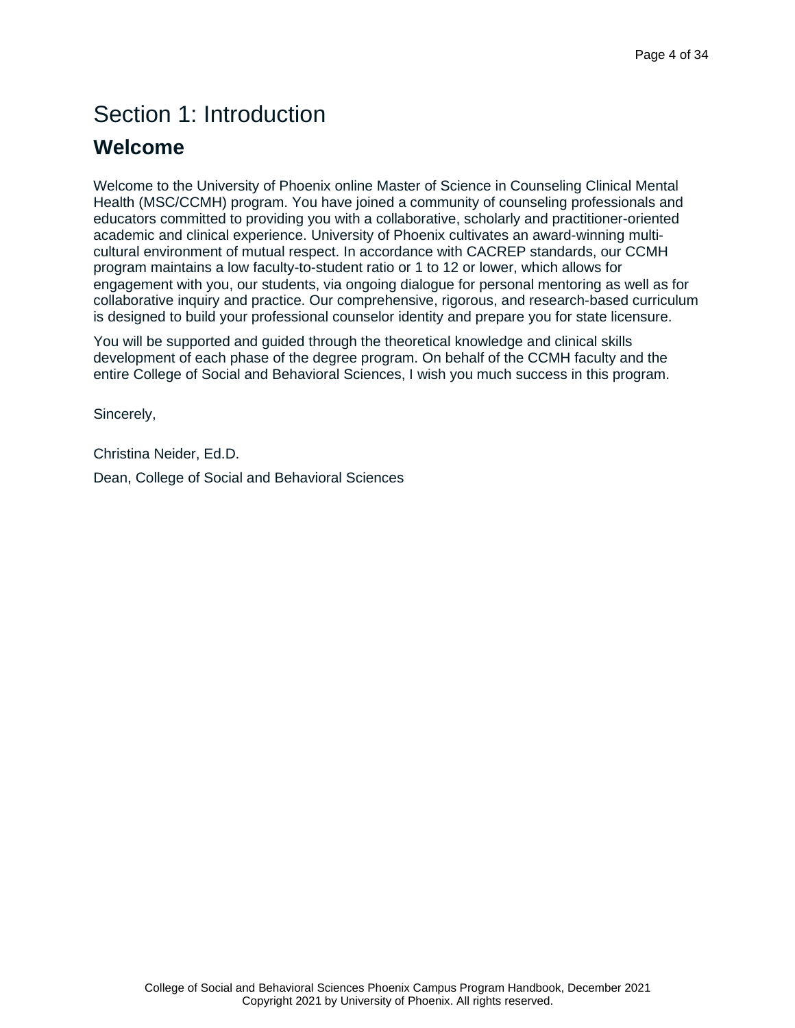# Section 1: Introduction

## Welcome

Welcome to the University of Phoenix online Master of Science in Counseling Clinical Mental Health (MSC/CCMH) program. You have joined a community of counseling professionals and educators committed to providing you with a collaborative, scholarly and practitioner-oriented academic and clinical experience. University of Phoenix cultivates an award-winning multi-cultural environment of mutual respect. In accordance with CACREP standards, our CCMH program maintains a low faculty-to-student ratio or 1 to 12 or lower, which allows for engagement with you, our students, via ongoing dialogue for personal mentoring as well as for collaborative inquiry and practice. Our comprehensive, rigorous, and research-based curriculum is designed to build your professional counselor identity and prepare you for state licensure.

You will be supported and guided through the theoretical knowledge and clinical skills development of each phase of the degree program. On behalf of the CCMH faculty and the entire College of Social and Behavioral Sciences, I wish you much success in this program.

Sincerely,

Christina Neider, Ed.D.

Dean, College of Social and Behavioral Sciences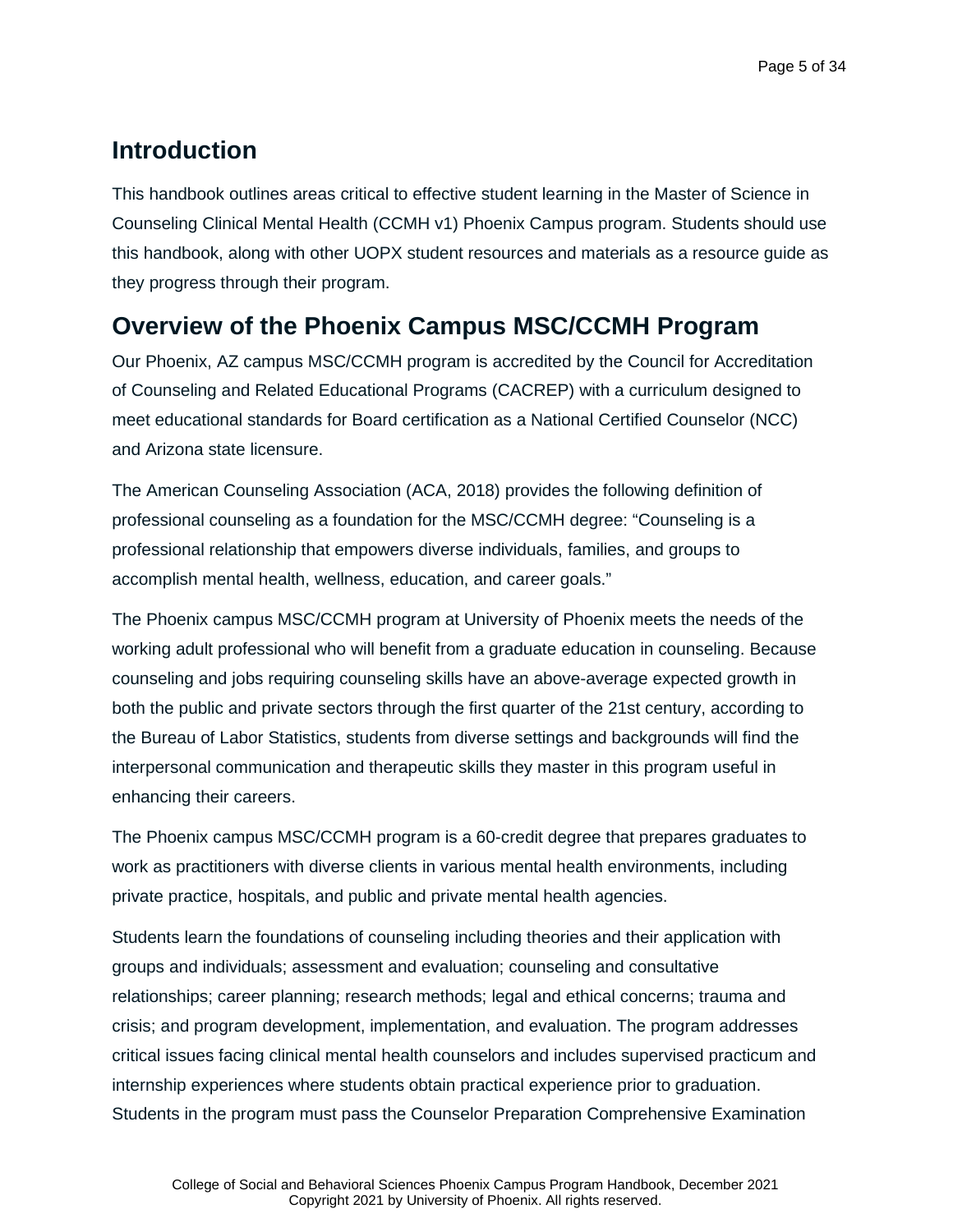## Introduction

This handbook outlines areas critical to effective student learning in the Master of Science in Counseling Clinical Mental Health (CCMH v1) Phoenix Campus program. Students should use this handbook, along with other UOPX student resources and materials as a resource guide as they progress through their program.

## Overview of the Phoenix Campus MSC/CCMH Program

Our Phoenix, AZ campus MSC/CCMH program is accredited by the Council for Accreditation of Counseling and Related Educational Programs (CACREP) with a curriculum designed to meet educational standards for Board certification as a National Certified Counselor (NCC) and Arizona state licensure.

The American Counseling Association (ACA, 2018) provides the following definition of professional counseling as a foundation for the MSC/CCMH degree: "Counseling is a professional relationship that empowers diverse individuals, families, and groups to accomplish mental health, wellness, education, and career goals."

The Phoenix campus MSC/CCMH program at University of Phoenix meets the needs of the working adult professional who will benefit from a graduate education in counseling. Because counseling and jobs requiring counseling skills have an above-average expected growth in both the public and private sectors through the first quarter of the 21st century, according to the Bureau of Labor Statistics, students from diverse settings and backgrounds will find the interpersonal communication and therapeutic skills they master in this program useful in enhancing their careers.

The Phoenix campus MSC/CCMH program is a 60-credit degree that prepares graduates to work as practitioners with diverse clients in various mental health environments, including private practice, hospitals, and public and private mental health agencies.

Students learn the foundations of counseling including theories and their application with groups and individuals; assessment and evaluation; counseling and consultative relationships; career planning; research methods; legal and ethical concerns; trauma and crisis; and program development, implementation, and evaluation. The program addresses critical issues facing clinical mental health counselors and includes supervised practicum and internship experiences where students obtain practical experience prior to graduation. Students in the program must pass the Counselor Preparation Comprehensive Examination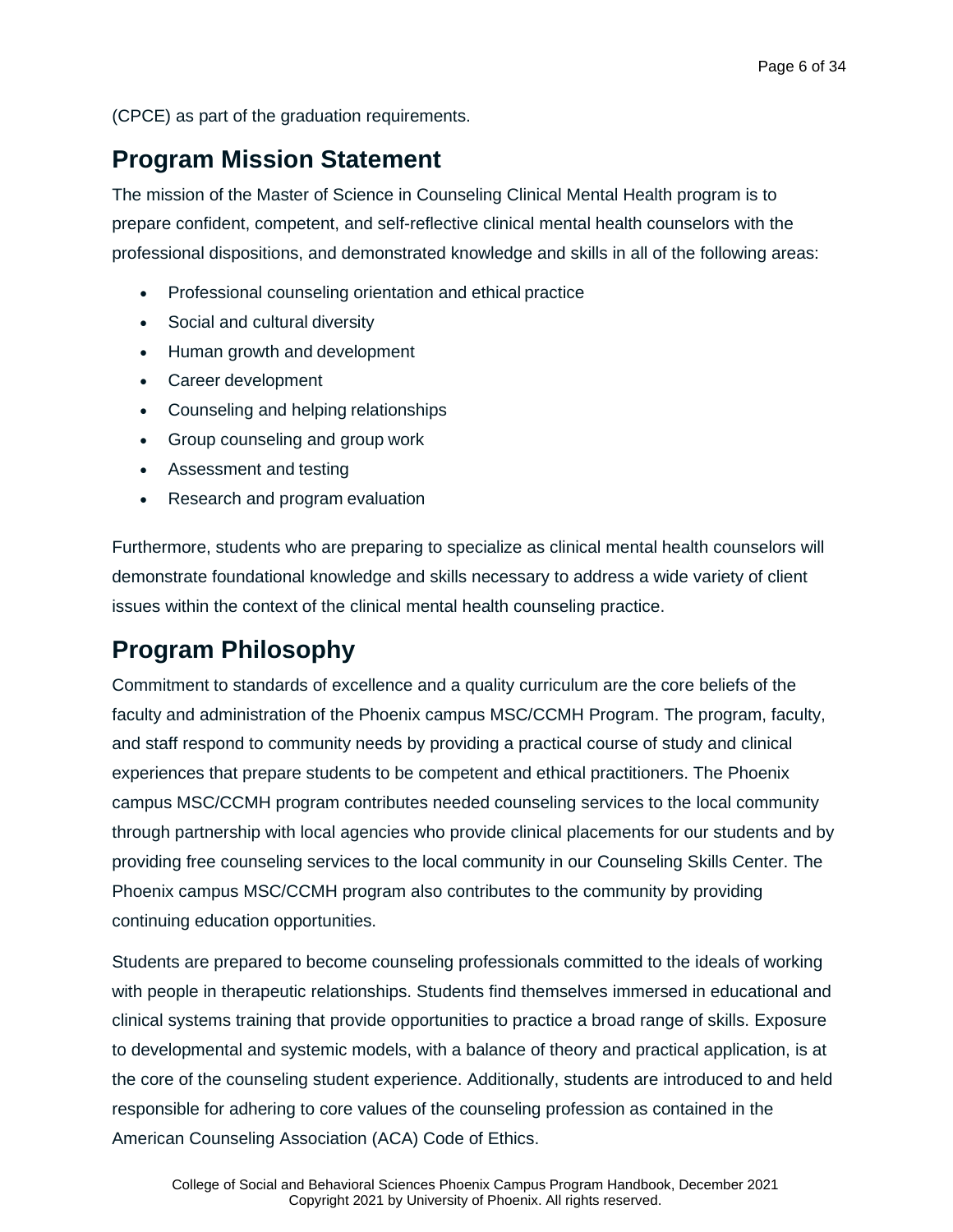(CPCE) as part of the graduation requirements.

## Program Mission Statement

The mission of the Master of Science in Counseling Clinical Mental Health program is to prepare confident, competent, and self-reflective clinical mental health counselors with the professional dispositions, and demonstrated knowledge and skills in all of the following areas:

- Professional counseling orientation and ethical practice
- Social and cultural diversity
- Human growth and development
- Career development
- Counseling and helping relationships
- Group counseling and group work
- Assessment and testing
- Research and program evaluation

Furthermore, students who are preparing to specialize as clinical mental health counselors will demonstrate foundational knowledge and skills necessary to address a wide variety of client issues within the context of the clinical mental health counseling practice.

## Program Philosophy

Commitment to standards of excellence and a quality curriculum are the core beliefs of the faculty and administration of the Phoenix campus MSC/CCMH Program. The program, faculty, and staff respond to community needs by providing a practical course of study and clinical experiences that prepare students to be competent and ethical practitioners. The Phoenix campus MSC/CCMH program contributes needed counseling services to the local community through partnership with local agencies who provide clinical placements for our students and by providing free counseling services to the local community in our Counseling Skills Center. The Phoenix campus MSC/CCMH program also contributes to the community by providing continuing education opportunities.

Students are prepared to become counseling professionals committed to the ideals of working with people in therapeutic relationships. Students find themselves immersed in educational and clinical systems training that provide opportunities to practice a broad range of skills. Exposure to developmental and systemic models, with a balance of theory and practical application, is at the core of the counseling student experience. Additionally, students are introduced to and held responsible for adhering to core values of the counseling profession as contained in the American Counseling Association (ACA) Code of Ethics.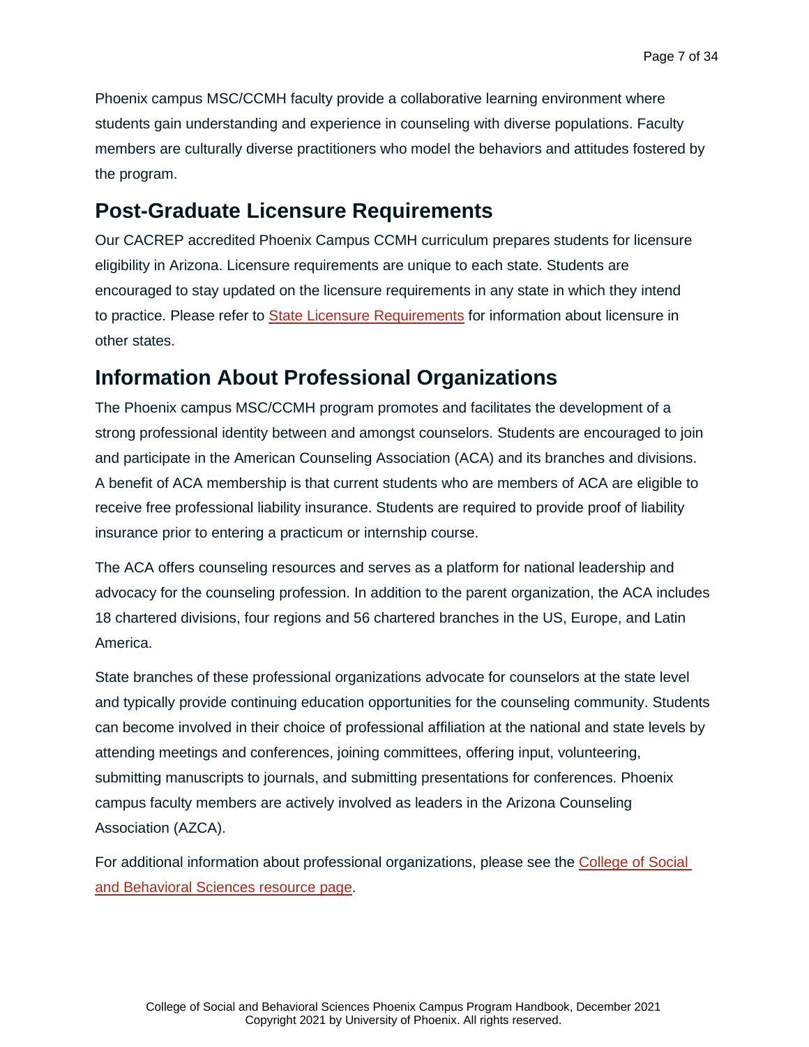Phoenix campus MSC/CCMH faculty provide a collaborative learning environment where students gain understanding and experience in counseling with diverse populations. Faculty members are culturally diverse practitioners who model the behaviors and attitudes fostered by the program.

## Post-Graduate Licensure Requirements

Our CACREP accredited Phoenix Campus CCMH curriculum prepares students for licensure eligibility in Arizona. Licensure requirements are unique to each state. Students are encouraged to stay updated on the licensure requirements in any state in which they intend to practice. Please refer to State Licensure Requirements for information about licensure in other states.

## Information About Professional Organizations

The Phoenix campus MSC/CCMH program promotes and facilitates the development of a strong professional identity between and amongst counselors. Students are encouraged to join and participate in the American Counseling Association (ACA) and its branches and divisions. A benefit of ACA membership is that current students who are members of ACA are eligible to receive free professional liability insurance. Students are required to provide proof of liability insurance prior to entering a practicum or internship course.

The ACA offers counseling resources and serves as a platform for national leadership and advocacy for the counseling profession. In addition to the parent organization, the ACA includes 18 chartered divisions, four regions and 56 chartered branches in the US, Europe, and Latin America.

State branches of these professional organizations advocate for counselors at the state level and typically provide continuing education opportunities for the counseling community. Students can become involved in their choice of professional affiliation at the national and state levels by attending meetings and conferences, joining committees, offering input, volunteering, submitting manuscripts to journals, and submitting presentations for conferences. Phoenix campus faculty members are actively involved as leaders in the Arizona Counseling Association (AZCA).

For additional information about professional organizations, please see the College of Social and Behavioral Sciences resource page.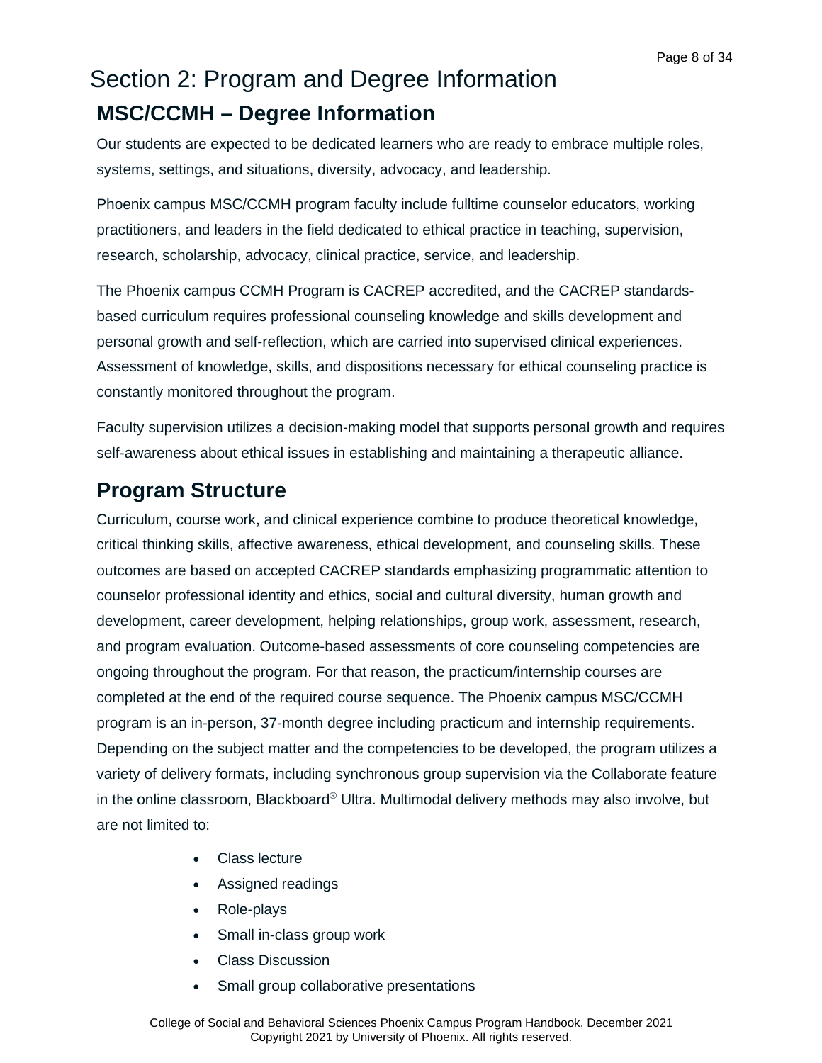# Section 2: Program and Degree Information

## MSC/CCMH – Degree Information

Our students are expected to be dedicated learners who are ready to embrace multiple roles, systems, settings, and situations, diversity, advocacy, and leadership.

Phoenix campus MSC/CCMH program faculty include fulltime counselor educators, working practitioners, and leaders in the field dedicated to ethical practice in teaching, supervision, research, scholarship, advocacy, clinical practice, service, and leadership.

The Phoenix campus CCMH Program is CACREP accredited, and the CACREP standards-based curriculum requires professional counseling knowledge and skills development and personal growth and self-reflection, which are carried into supervised clinical experiences. Assessment of knowledge, skills, and dispositions necessary for ethical counseling practice is constantly monitored throughout the program.

Faculty supervision utilizes a decision-making model that supports personal growth and requires self-awareness about ethical issues in establishing and maintaining a therapeutic alliance.

## Program Structure

Curriculum, course work, and clinical experience combine to produce theoretical knowledge, critical thinking skills, affective awareness, ethical development, and counseling skills. These outcomes are based on accepted CACREP standards emphasizing programmatic attention to counselor professional identity and ethics, social and cultural diversity, human growth and development, career development, helping relationships, group work, assessment, research, and program evaluation. Outcome-based assessments of core counseling competencies are ongoing throughout the program. For that reason, the practicum/internship courses are completed at the end of the required course sequence. The Phoenix campus MSC/CCMH program is an in-person, 37-month degree including practicum and internship requirements. Depending on the subject matter and the competencies to be developed, the program utilizes a variety of delivery formats, including synchronous group supervision via the Collaborate feature in the online classroom, Blackboard® Ultra. Multimodal delivery methods may also involve, but are not limited to:

- Class lecture
- Assigned readings
- Role-plays
- Small in-class group work
- Class Discussion
- Small group collaborative presentations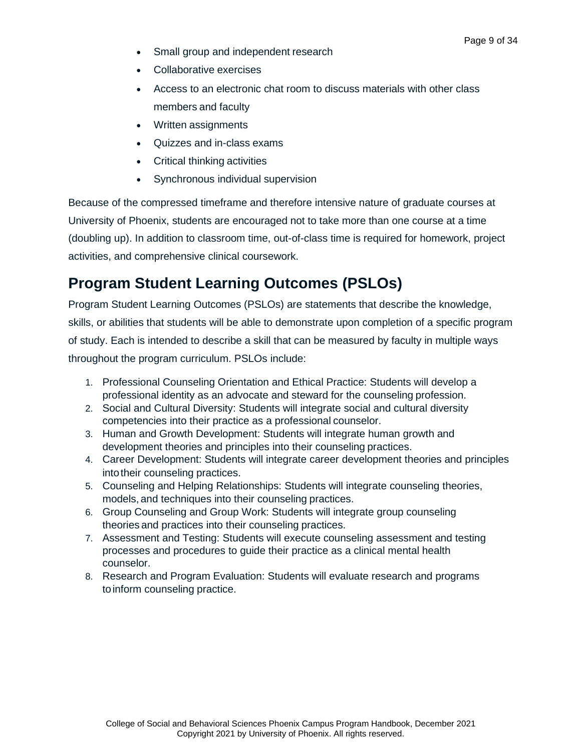- Small group and independent research
- Collaborative exercises
- Access to an electronic chat room to discuss materials with other class members and faculty
- Written assignments
- Quizzes and in-class exams
- Critical thinking activities
- Synchronous individual supervision

Because of the compressed timeframe and therefore intensive nature of graduate courses at University of Phoenix, students are encouraged not to take more than one course at a time (doubling up). In addition to classroom time, out-of-class time is required for homework, project activities, and comprehensive clinical coursework.

## Program Student Learning Outcomes (PSLOs)

Program Student Learning Outcomes (PSLOs) are statements that describe the knowledge, skills, or abilities that students will be able to demonstrate upon completion of a specific program of study. Each is intended to describe a skill that can be measured by faculty in multiple ways throughout the program curriculum. PSLOs include:

1. Professional Counseling Orientation and Ethical Practice: Students will develop a professional identity as an advocate and steward for the counseling profession.
2. Social and Cultural Diversity: Students will integrate social and cultural diversity competencies into their practice as a professional counselor.
3. Human and Growth Development: Students will integrate human growth and development theories and principles into their counseling practices.
4. Career Development: Students will integrate career development theories and principles into their counseling practices.
5. Counseling and Helping Relationships: Students will integrate counseling theories, models, and techniques into their counseling practices.
6. Group Counseling and Group Work: Students will integrate group counseling theories and practices into their counseling practices.
7. Assessment and Testing: Students will execute counseling assessment and testing processes and procedures to guide their practice as a clinical mental health counselor.
8. Research and Program Evaluation: Students will evaluate research and programs to inform counseling practice.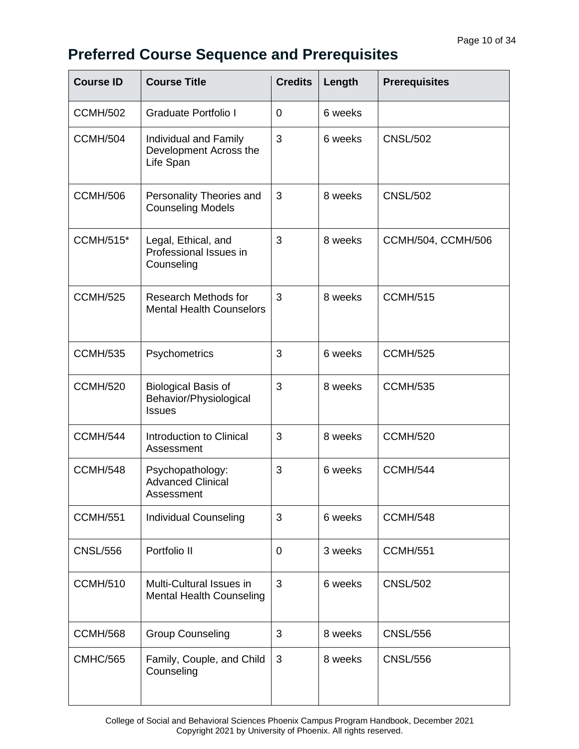## Preferred Course Sequence and Prerequisites

| Course ID | Course Title | Credits | Length | Prerequisites |
|---|---|---|---|---|
| CCMH/502 | Graduate Portfolio I | 0 | 6 weeks | |
| CCMH/504 | Individual and Family Development Across the Life Span | 3 | 6 weeks | CNSL/502 |
| CCMH/506 | Personality Theories and Counseling Models | 3 | 8 weeks | CNSL/502 |
| CCMH/515* | Legal, Ethical, and Professional Issues in Counseling | 3 | 8 weeks | CCMH/504, CCMH/506 |
| CCMH/525 | Research Methods for Mental Health Counselors | 3 | 8 weeks | CCMH/515 |
| CCMH/535 | Psychometrics | 3 | 6 weeks | CCMH/525 |
| CCMH/520 | Biological Basis of Behavior/Physiological Issues | 3 | 8 weeks | CCMH/535 |
| CCMH/544 | Introduction to Clinical Assessment | 3 | 8 weeks | CCMH/520 |
| CCMH/548 | Psychopathology: Advanced Clinical Assessment | 3 | 6 weeks | CCMH/544 |
| CCMH/551 | Individual Counseling | 3 | 6 weeks | CCMH/548 |
| CNSL/556 | Portfolio II | 0 | 3 weeks | CCMH/551 |
| CCMH/510 | Multi-Cultural Issues in Mental Health Counseling | 3 | 6 weeks | CNSL/502 |
| CCMH/568 | Group Counseling | 3 | 8 weeks | CNSL/556 |
| CMHC/565 | Family, Couple, and Child Counseling | 3 | 8 weeks | CNSL/556 |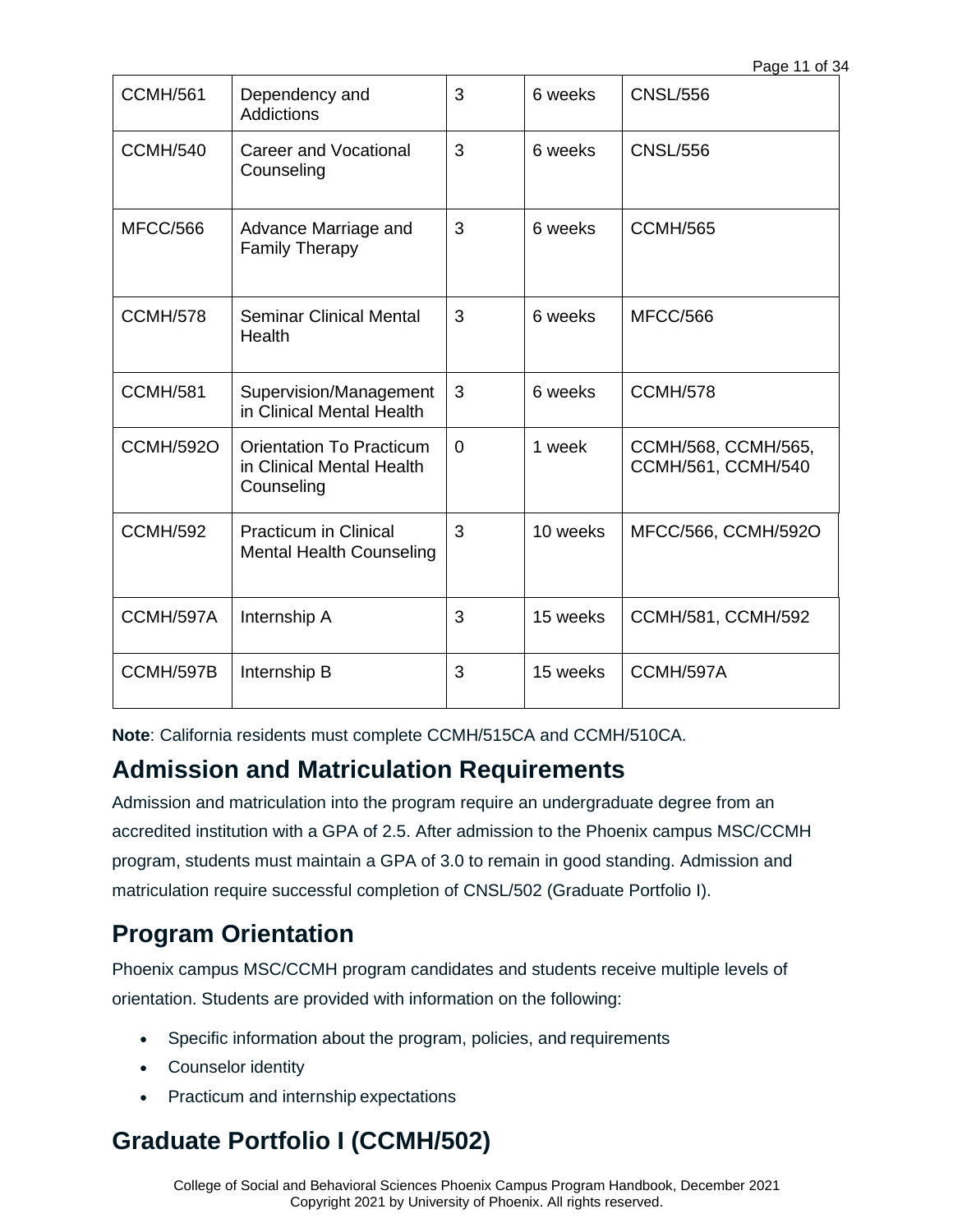| CCMH/561 | Dependency and Addictions | 3 | 6 weeks | CNSL/556 |
|---|---|---|---|---|
| CCMH/540 | Career and Vocational Counseling | 3 | 6 weeks | CNSL/556 |
| MFCC/566 | Advance Marriage and Family Therapy | 3 | 6 weeks | CCMH/565 |
| CCMH/578 | Seminar Clinical Mental Health | 3 | 6 weeks | MFCC/566 |
| CCMH/581 | Supervision/Management in Clinical Mental Health | 3 | 6 weeks | CCMH/578 |
| CCMH/592O | Orientation To Practicum in Clinical Mental Health Counseling | 0 | 1 week | CCMH/568, CCMH/565, CCMH/561, CCMH/540 |
| CCMH/592 | Practicum in Clinical Mental Health Counseling | 3 | 10 weeks | MFCC/566, CCMH/592O |
| CCMH/597A | Internship A | 3 | 15 weeks | CCMH/581, CCMH/592 |
| CCMH/597B | Internship B | 3 | 15 weeks | CCMH/597A |

**Note**: California residents must complete CCMH/515CA and CCMH/510CA.

## Admission and Matriculation Requirements

Admission and matriculation into the program require an undergraduate degree from an accredited institution with a GPA of 2.5. After admission to the Phoenix campus MSC/CCMH program, students must maintain a GPA of 3.0 to remain in good standing. Admission and matriculation require successful completion of CNSL/502 (Graduate Portfolio I).

## Program Orientation

Phoenix campus MSC/CCMH program candidates and students receive multiple levels of orientation. Students are provided with information on the following:

- Specific information about the program, policies, and requirements
- Counselor identity
- Practicum and internship expectations

## Graduate Portfolio I (CCMH/502)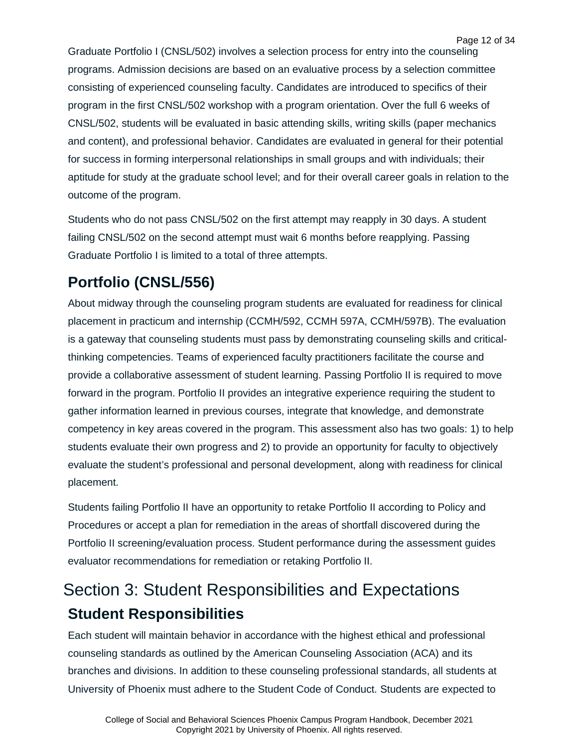Graduate Portfolio I (CNSL/502) involves a selection process for entry into the counseling programs. Admission decisions are based on an evaluative process by a selection committee consisting of experienced counseling faculty. Candidates are introduced to specifics of their program in the first CNSL/502 workshop with a program orientation. Over the full 6 weeks of CNSL/502, students will be evaluated in basic attending skills, writing skills (paper mechanics and content), and professional behavior. Candidates are evaluated in general for their potential for success in forming interpersonal relationships in small groups and with individuals; their aptitude for study at the graduate school level; and for their overall career goals in relation to the outcome of the program.

Students who do not pass CNSL/502 on the first attempt may reapply in 30 days. A student failing CNSL/502 on the second attempt must wait 6 months before reapplying. Passing Graduate Portfolio I is limited to a total of three attempts.

## Portfolio (CNSL/556)

About midway through the counseling program students are evaluated for readiness for clinical placement in practicum and internship (CCMH/592, CCMH 597A, CCMH/597B). The evaluation is a gateway that counseling students must pass by demonstrating counseling skills and critical-thinking competencies. Teams of experienced faculty practitioners facilitate the course and provide a collaborative assessment of student learning. Passing Portfolio II is required to move forward in the program. Portfolio II provides an integrative experience requiring the student to gather information learned in previous courses, integrate that knowledge, and demonstrate competency in key areas covered in the program. This assessment also has two goals: 1) to help students evaluate their own progress and 2) to provide an opportunity for faculty to objectively evaluate the student's professional and personal development, along with readiness for clinical placement.

Students failing Portfolio II have an opportunity to retake Portfolio II according to Policy and Procedures or accept a plan for remediation in the areas of shortfall discovered during the Portfolio II screening/evaluation process. Student performance during the assessment guides evaluator recommendations for remediation or retaking Portfolio II.

# Section 3: Student Responsibilities and Expectations

## Student Responsibilities

Each student will maintain behavior in accordance with the highest ethical and professional counseling standards as outlined by the American Counseling Association (ACA) and its branches and divisions. In addition to these counseling professional standards, all students at University of Phoenix must adhere to the Student Code of Conduct. Students are expected to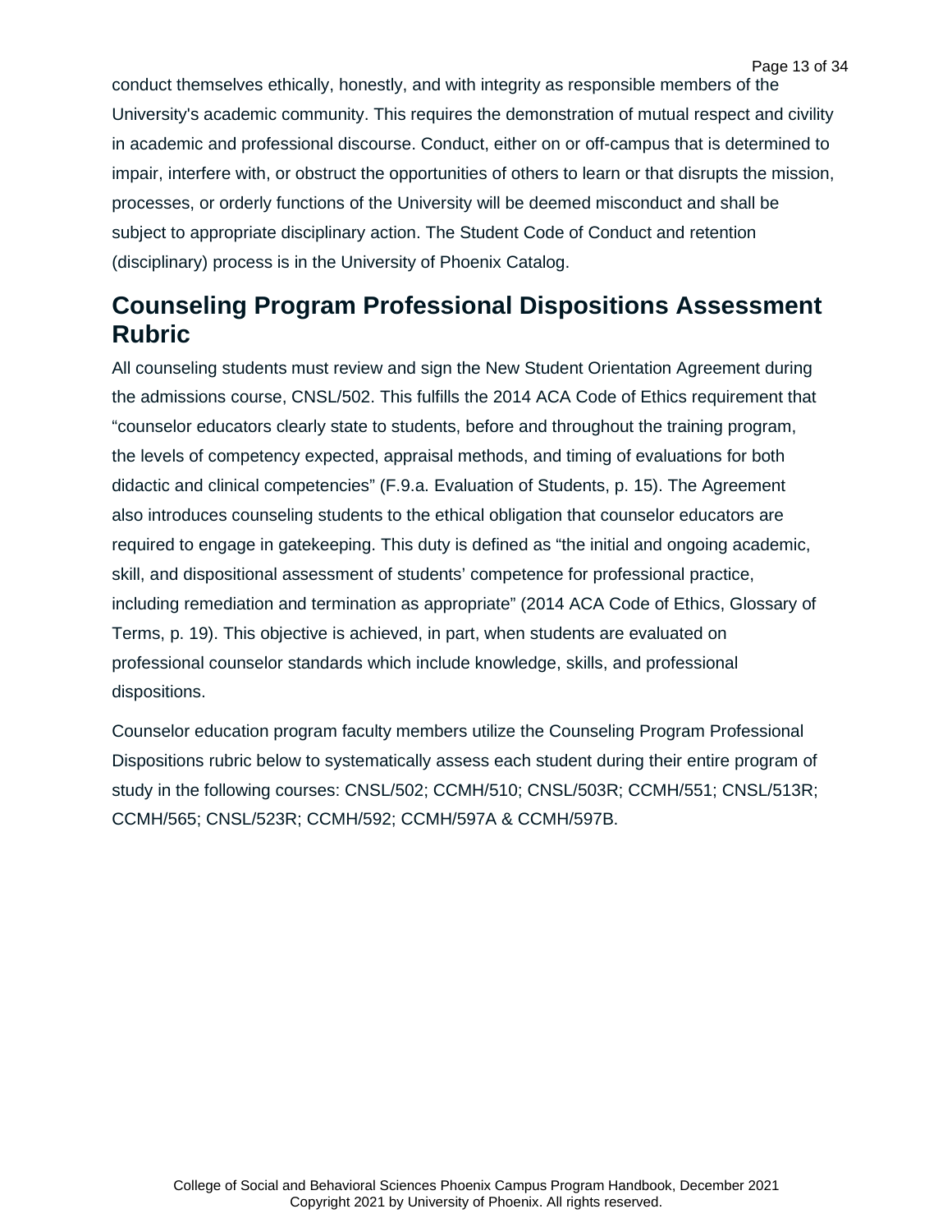conduct themselves ethically, honestly, and with integrity as responsible members of the University's academic community. This requires the demonstration of mutual respect and civility in academic and professional discourse. Conduct, either on or off-campus that is determined to impair, interfere with, or obstruct the opportunities of others to learn or that disrupts the mission, processes, or orderly functions of the University will be deemed misconduct and shall be subject to appropriate disciplinary action. The Student Code of Conduct and retention (disciplinary) process is in the University of Phoenix Catalog.

## Counseling Program Professional Dispositions Assessment Rubric

All counseling students must review and sign the New Student Orientation Agreement during the admissions course, CNSL/502. This fulfills the 2014 ACA Code of Ethics requirement that "counselor educators clearly state to students, before and throughout the training program, the levels of competency expected, appraisal methods, and timing of evaluations for both didactic and clinical competencies" (F.9.a. Evaluation of Students, p. 15). The Agreement also introduces counseling students to the ethical obligation that counselor educators are required to engage in gatekeeping. This duty is defined as "the initial and ongoing academic, skill, and dispositional assessment of students' competence for professional practice, including remediation and termination as appropriate" (2014 ACA Code of Ethics, Glossary of Terms, p. 19). This objective is achieved, in part, when students are evaluated on professional counselor standards which include knowledge, skills, and professional dispositions.

Counselor education program faculty members utilize the Counseling Program Professional Dispositions rubric below to systematically assess each student during their entire program of study in the following courses: CNSL/502; CCMH/510; CNSL/503R; CCMH/551; CNSL/513R; CCMH/565; CNSL/523R; CCMH/592; CCMH/597A & CCMH/597B.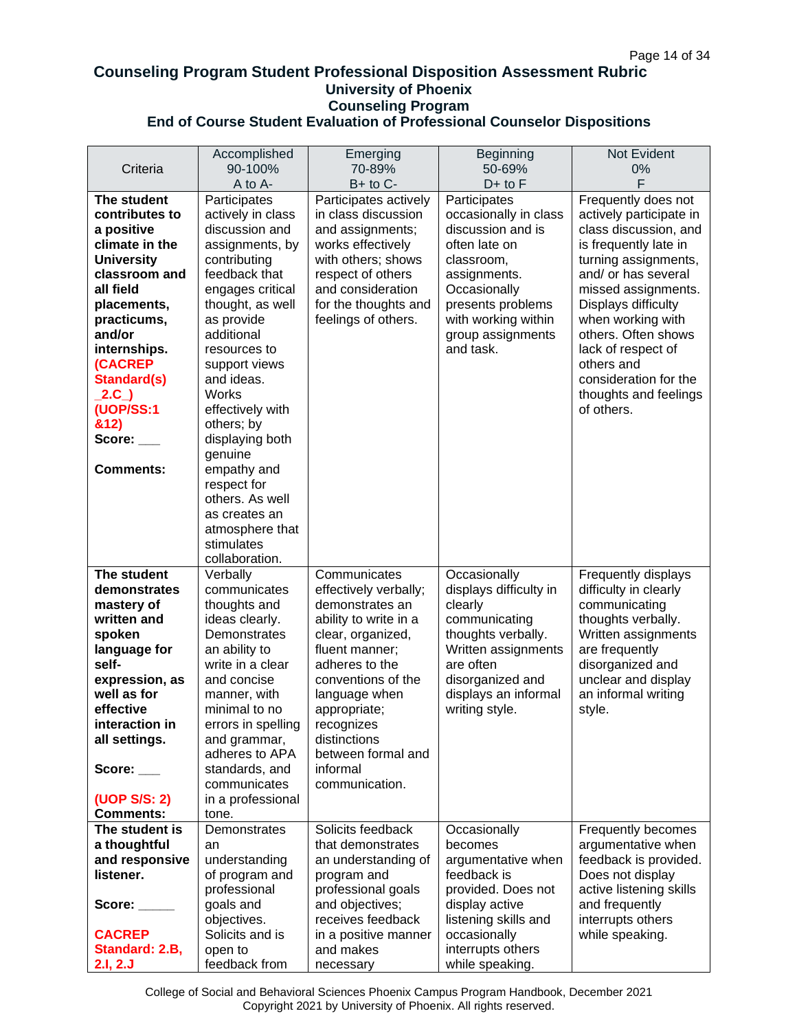# Counseling Program Student Professional Disposition Assessment Rubric

## University of Phoenix

## Counseling Program

## End of Course Student Evaluation of Professional Counselor Dispositions

| Criteria | Accomplished 90-100% A to A- | Emerging 70-89% B+ to C- | Beginning 50-69% D+ to F | Not Evident 0% F |
|---|---|---|---|---|
| **The student contributes to a positive climate in the University classroom and all field placements, practicums, and/or internships.** **(CACREP Standard(s) _2.C_)** **(UOP/SS:1 &12)** **Score: ___** **Comments:** | Participates actively in class discussion and assignments, by contributing feedback that engages critical thought, as well as provide additional resources to support views and ideas. Works effectively with others; by displaying both genuine empathy and respect for others. As well as creates an atmosphere that stimulates collaboration. | Participates actively in class discussion and assignments; works effectively with others; shows respect of others and consideration for the thoughts and feelings of others. | Participates occasionally in class discussion and is often late on classroom, assignments. Occasionally presents problems with working within group assignments and task. | Frequently does not actively participate in class discussion, and is frequently late in turning assignments, and/ or has several missed assignments. Displays difficulty when working with others. Often shows lack of respect of others and consideration for the thoughts and feelings of others. |
| **The student demonstrates mastery of written and spoken language for self-expression, as well as for effective interaction in all settings.** **Score: ___** **(UOP S/S: 2)** **Comments:** | Verbally communicates thoughts and ideas clearly. Demonstrates an ability to write in a clear and concise manner, with minimal to no errors in spelling and grammar, adheres to APA standards, and communicates in a professional tone. | Communicates effectively verbally; demonstrates an ability to write in a clear, organized, fluent manner; adheres to the conventions of the language when appropriate; recognizes distinctions between formal and informal communication. | Occasionally displays difficulty in clearly communicating thoughts verbally. Written assignments are often disorganized and displays an informal writing style. | Frequently displays difficulty in clearly communicating thoughts verbally. Written assignments are frequently disorganized and unclear and display an informal writing style. |
| **The student is a thoughtful and responsive listener.** **Score: _____** **CACREP Standard: 2.B, 2.I, 2.J** | Demonstrates an understanding of program and professional goals and objectives. Solicits and is open to feedback from | Solicits feedback that demonstrates an understanding of program and professional goals and objectives; receives feedback in a positive manner and makes necessary | Occasionally becomes argumentative when feedback is provided. Does not display active listening skills and occasionally interrupts others while speaking. | Frequently becomes argumentative when feedback is provided. Does not display active listening skills and frequently interrupts others while speaking. |

College of Social and Behavioral Sciences Phoenix Campus Program Handbook, December 2021
Copyright 2021 by University of Phoenix. All rights reserved.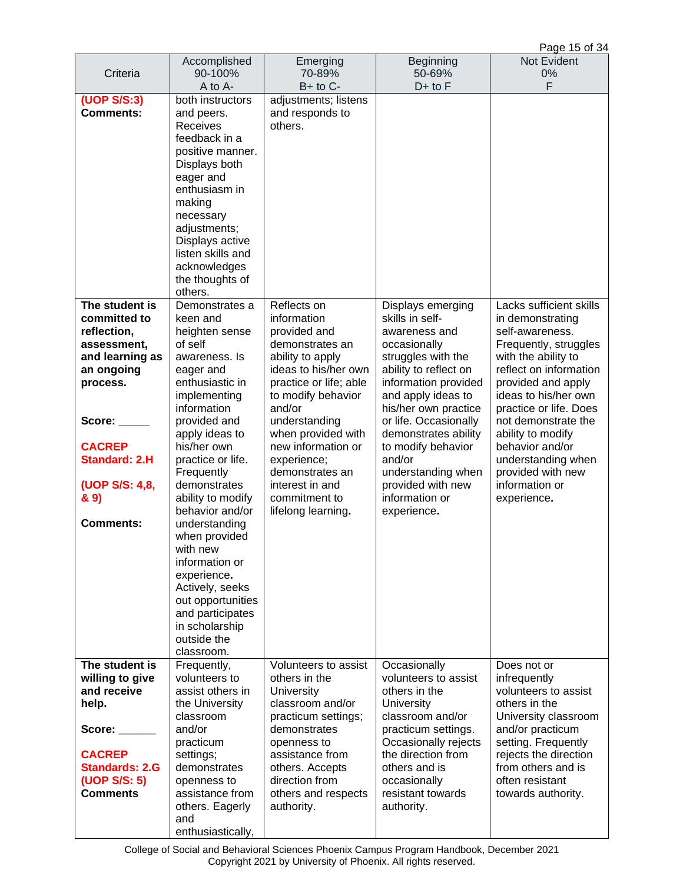| Criteria | Accomplished 90-100% A to A- | Emerging 70-89% B+ to C- | Beginning 50-69% D+ to F | Not Evident 0% F |
|---|---|---|---|---|
| **(UOP S/S:3)** **Comments:** | both instructors and peers. Receives feedback in a positive manner. Displays both eager and enthusiasm in making necessary adjustments; Displays active listen skills and acknowledges the thoughts of others. | adjustments; listens and responds to others. | | |
| **The student is committed to reflection, assessment, and learning as an ongoing process.** **Score: _____** **CACREP Standard: 2.H** **(UOP S/S: 4,8, & 9)** **Comments:** | Demonstrates a keen and heighten sense of self awareness. Is eager and enthusiastic in implementing information provided and apply ideas to his/her own practice or life. Frequently demonstrates ability to modify behavior and/or understanding when provided with new information or experience**.** Actively, seeks out opportunities and participates in scholarship outside the classroom. | Reflects on information provided and demonstrates an ability to apply ideas to his/her own practice or life; able to modify behavior and/or understanding when provided with new information or experience; demonstrates an interest in and commitment to lifelong learning**.** | Displays emerging skills in self-awareness and occasionally struggles with the ability to reflect on information provided and apply ideas to his/her own practice or life. Occasionally demonstrates ability to modify behavior and/or understanding when provided with new information or experience**.** | Lacks sufficient skills in demonstrating self-awareness. Frequently, struggles with the ability to reflect on information provided and apply ideas to his/her own practice or life. Does not demonstrate the ability to modify behavior and/or understanding when provided with new information or experience**.** |
| **The student is willing to give and receive help.** **Score: ______** **CACREP Standards: 2.G** **(UOP S/S: 5)** **Comments** | Frequently, volunteers to assist others in the University classroom and/or practicum settings; demonstrates openness to assistance from others. Eagerly and enthusiastically, | Volunteers to assist others in the University classroom and/or practicum settings; demonstrates openness to assistance from others. Accepts direction from others and respects authority. | Occasionally volunteers to assist others in the University classroom and/or practicum settings. Occasionally rejects the direction from others and is occasionally resistant towards authority. | Does not or infrequently volunteers to assist others in the University classroom and/or practicum setting. Frequently rejects the direction from others and is often resistant towards authority. |

College of Social and Behavioral Sciences Phoenix Campus Program Handbook, December 2021
Copyright 2021 by University of Phoenix. All rights reserved.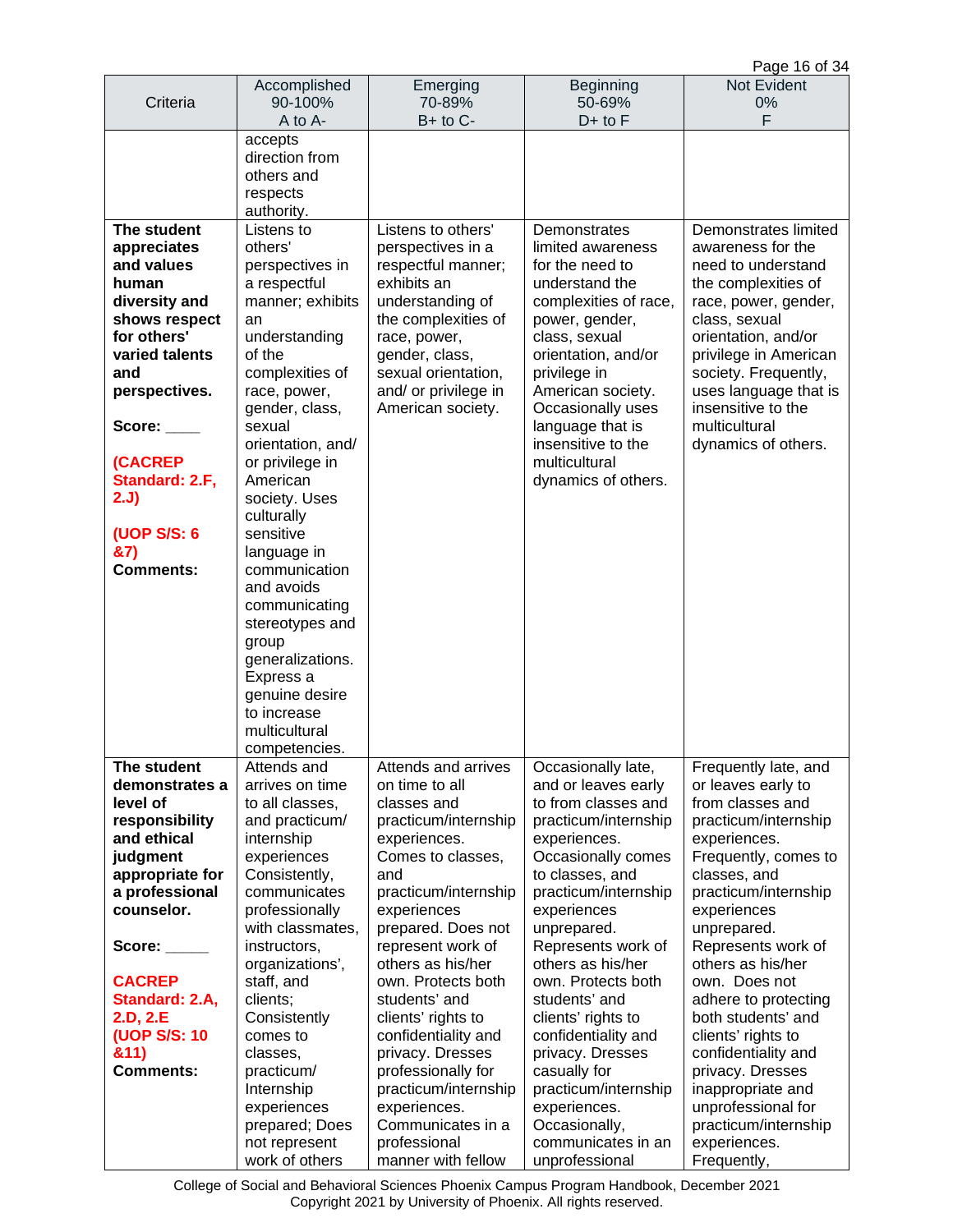| Criteria | Accomplished 90-100% A to A- | Emerging 70-89% B+ to C- | Beginning 50-69% D+ to F | Not Evident 0% F |
|---|---|---|---|---|
| | accepts direction from others and respects authority. | | | |
| **The student appreciates and values human diversity and shows respect for others' varied talents and perspectives.** <br><br> **Score: ____** <br><br> **(CACREP Standard: 2.F, 2.J)** <br><br> **(UOP S/S: 6 &7)** <br> **Comments:** | Listens to others' perspectives in a respectful manner; exhibits an understanding of the complexities of race, power, gender, class, sexual orientation, and/ or privilege in American society. Uses culturally sensitive language in communication and avoids communicating stereotypes and group generalizations. Express a genuine desire to increase multicultural competencies. | Listens to others' perspectives in a respectful manner; exhibits an understanding of the complexities of race, power, gender, class, sexual orientation, and/ or privilege in American society. | Demonstrates limited awareness for the need to understand the complexities of race, power, gender, class, sexual orientation, and/or privilege in American society. Occasionally uses language that is insensitive to the multicultural dynamics of others. | Demonstrates limited awareness for the need to understand the complexities of race, power, gender, class, sexual orientation, and/or privilege in American society. Frequently, uses language that is insensitive to the multicultural dynamics of others. |
| **The student demonstrates a level of responsibility and ethical judgment appropriate for a professional counselor.** <br><br> **Score: _____** <br><br> **CACREP Standard: 2.A, 2.D, 2.E** <br> **(UOP S/S: 10 &11)** <br> **Comments:** | Attends and arrives on time to all classes, and practicum/ internship experiences Consistently, communicates professionally with classmates, instructors, organizations', staff, and clients; Consistently comes to classes, practicum/ Internship experiences prepared; Does not represent work of others | Attends and arrives on time to all classes and practicum/internship experiences. Comes to classes, and practicum/internship experiences prepared. Does not represent work of others as his/her own. Protects both students' and clients' rights to confidentiality and privacy. Dresses professionally for practicum/internship experiences. Communicates in a professional manner with fellow | Occasionally late, and or leaves early to from classes and practicum/internship experiences. Occasionally comes to classes, and practicum/internship experiences unprepared. Represents work of others as his/her own. Protects both students' and clients' rights to confidentiality and privacy. Dresses casually for practicum/internship experiences. Occasionally, communicates in an unprofessional | Frequently late, and or leaves early to from classes and practicum/internship experiences. Frequently, comes to classes, and practicum/internship experiences unprepared. Represents work of others as his/her own. Does not adhere to protecting both students' and clients' rights to confidentiality and privacy. Dresses inappropriate and unprofessional for practicum/internship experiences. Frequently, |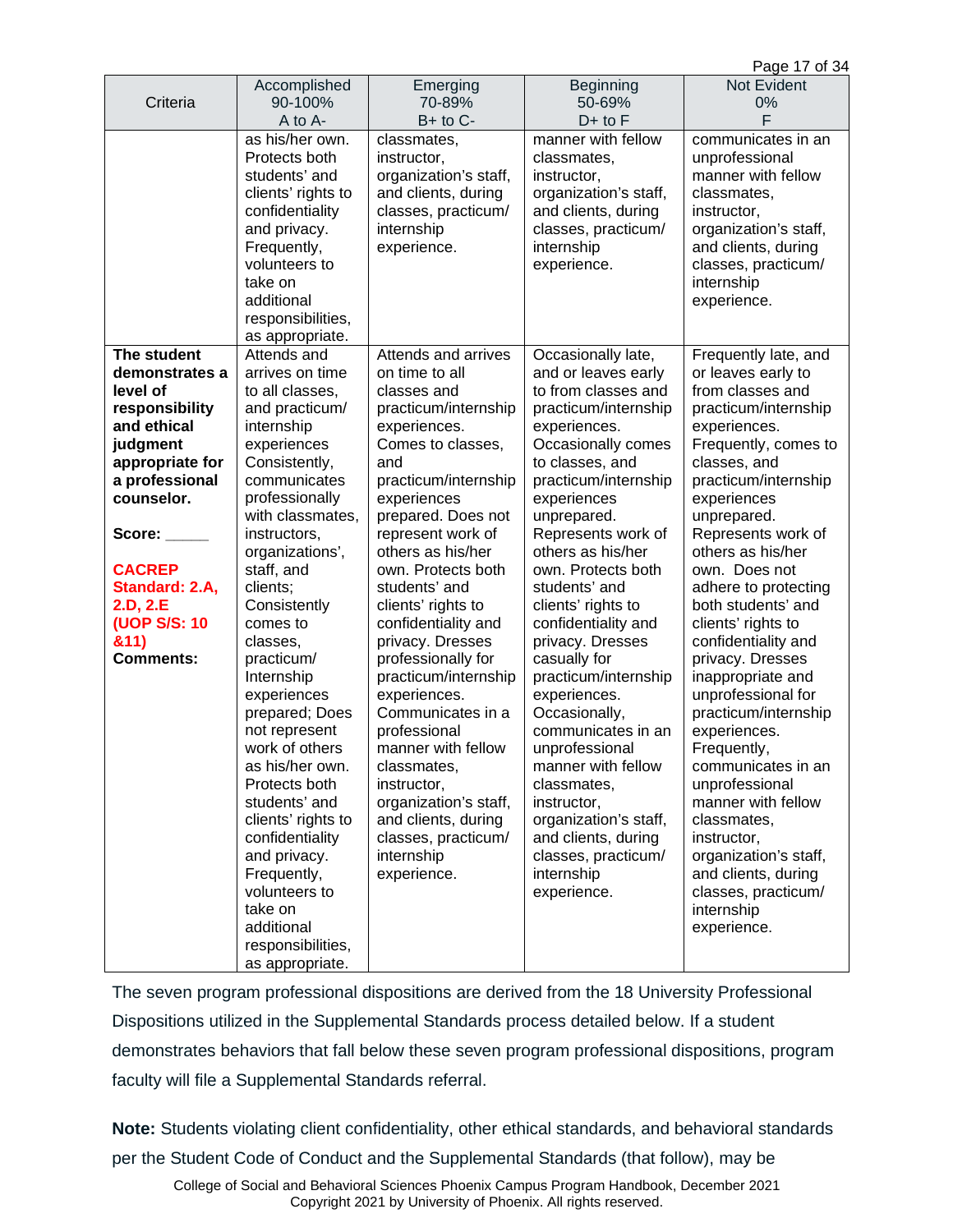| Criteria | Accomplished 90-100% A to A- | Emerging 70-89% B+ to C- | Beginning 50-69% D+ to F | Not Evident 0% F |
|---|---|---|---|---|
| | as his/her own. Protects both students' and clients' rights to confidentiality and privacy. Frequently, volunteers to take on additional responsibilities, as appropriate. | classmates, instructor, organization's staff, and clients, during classes, practicum/ internship experience. | manner with fellow classmates, instructor, organization's staff, and clients, during classes, practicum/ internship experience. | communicates in an unprofessional manner with fellow classmates, instructor, organization's staff, and clients, during classes, practicum/ internship experience. |
| **The student demonstrates a level of responsibility and ethical judgment appropriate for a professional counselor.** <br><br> **Score: _____** <br><br> **CACREP Standard: 2.A, 2.D, 2.E (UOP S/S: 10 &11)** <br> **Comments:** | Attends and arrives on time to all classes, and practicum/ internship experiences Consistently, communicates professionally with classmates, instructors, organizations', staff, and clients; Consistently comes to classes, practicum/ Internship experiences prepared; Does not represent work of others as his/her own. Protects both students' and clients' rights to confidentiality and privacy. Frequently, volunteers to take on additional responsibilities, as appropriate. | Attends and arrives on time to all classes and practicum/internship experiences. Comes to classes, and practicum/internship experiences prepared. Does not represent work of others as his/her own. Protects both students' and clients' rights to confidentiality and privacy. Dresses professionally for practicum/internship experiences. Communicates in a professional manner with fellow classmates, instructor, organization's staff, and clients, during classes, practicum/ internship experience. | Occasionally late, and or leaves early to from classes and practicum/internship experiences. Occasionally comes to classes, and practicum/internship experiences unprepared. Represents work of others as his/her own. Protects both students' and clients' rights to confidentiality and privacy. Dresses casually for practicum/internship experiences. Occasionally, communicates in an unprofessional manner with fellow classmates, instructor, organization's staff, and clients, during classes, practicum/ internship experience. | Frequently late, and or leaves early to from classes and practicum/internship experiences. Frequently, comes to classes, and practicum/internship experiences unprepared. Represents work of others as his/her own. Does not adhere to protecting both students' and clients' rights to confidentiality and privacy. Dresses inappropriate and unprofessional for practicum/internship experiences. Frequently, communicates in an unprofessional manner with fellow classmates, instructor, organization's staff, and clients, during classes, practicum/ internship experience. |

The seven program professional dispositions are derived from the 18 University Professional Dispositions utilized in the Supplemental Standards process detailed below. If a student demonstrates behaviors that fall below these seven program professional dispositions, program faculty will file a Supplemental Standards referral.

**Note:** Students violating client confidentiality, other ethical standards, and behavioral standards per the Student Code of Conduct and the Supplemental Standards (that follow), may be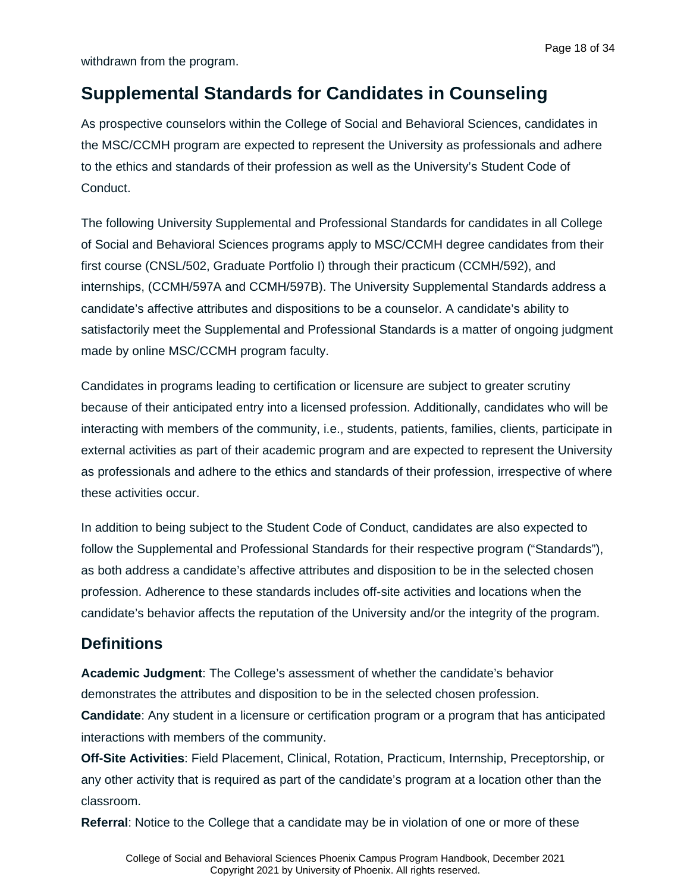withdrawn from the program.

## Supplemental Standards for Candidates in Counseling

As prospective counselors within the College of Social and Behavioral Sciences, candidates in the MSC/CCMH program are expected to represent the University as professionals and adhere to the ethics and standards of their profession as well as the University's Student Code of Conduct.

The following University Supplemental and Professional Standards for candidates in all College of Social and Behavioral Sciences programs apply to MSC/CCMH degree candidates from their first course (CNSL/502, Graduate Portfolio I) through their practicum (CCMH/592), and internships, (CCMH/597A and CCMH/597B). The University Supplemental Standards address a candidate's affective attributes and dispositions to be a counselor. A candidate's ability to satisfactorily meet the Supplemental and Professional Standards is a matter of ongoing judgment made by online MSC/CCMH program faculty.

Candidates in programs leading to certification or licensure are subject to greater scrutiny because of their anticipated entry into a licensed profession. Additionally, candidates who will be interacting with members of the community, i.e., students, patients, families, clients, participate in external activities as part of their academic program and are expected to represent the University as professionals and adhere to the ethics and standards of their profession, irrespective of where these activities occur.

In addition to being subject to the Student Code of Conduct, candidates are also expected to follow the Supplemental and Professional Standards for their respective program ("Standards"), as both address a candidate's affective attributes and disposition to be in the selected chosen profession. Adherence to these standards includes off-site activities and locations when the candidate's behavior affects the reputation of the University and/or the integrity of the program.

### Definitions

**Academic Judgment**: The College's assessment of whether the candidate's behavior demonstrates the attributes and disposition to be in the selected chosen profession.

**Candidate**: Any student in a licensure or certification program or a program that has anticipated interactions with members of the community.

**Off-Site Activities**: Field Placement, Clinical, Rotation, Practicum, Internship, Preceptorship, or any other activity that is required as part of the candidate's program at a location other than the classroom.

**Referral**: Notice to the College that a candidate may be in violation of one or more of these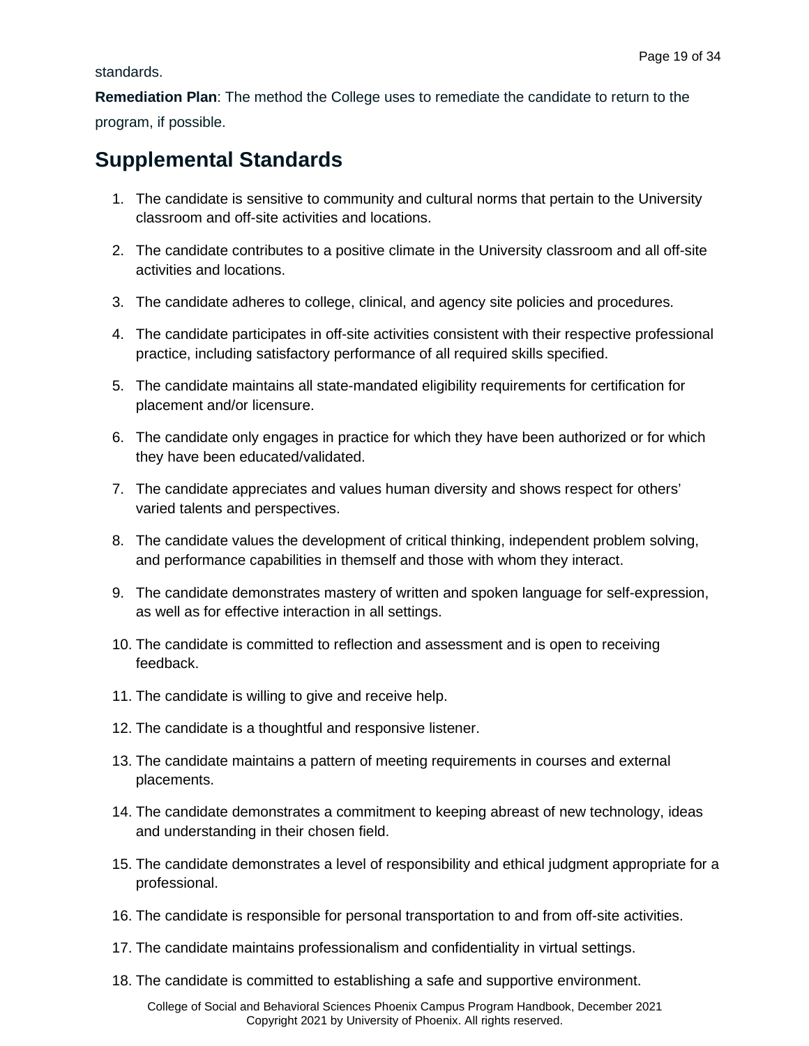standards.

**Remediation Plan**: The method the College uses to remediate the candidate to return to the program, if possible.

## Supplemental Standards

1. The candidate is sensitive to community and cultural norms that pertain to the University classroom and off-site activities and locations.
2. The candidate contributes to a positive climate in the University classroom and all off-site activities and locations.
3. The candidate adheres to college, clinical, and agency site policies and procedures.
4. The candidate participates in off-site activities consistent with their respective professional practice, including satisfactory performance of all required skills specified.
5. The candidate maintains all state-mandated eligibility requirements for certification for placement and/or licensure.
6. The candidate only engages in practice for which they have been authorized or for which they have been educated/validated.
7. The candidate appreciates and values human diversity and shows respect for others' varied talents and perspectives.
8. The candidate values the development of critical thinking, independent problem solving, and performance capabilities in themself and those with whom they interact.
9. The candidate demonstrates mastery of written and spoken language for self-expression, as well as for effective interaction in all settings.
10. The candidate is committed to reflection and assessment and is open to receiving feedback.
11. The candidate is willing to give and receive help.
12. The candidate is a thoughtful and responsive listener.
13. The candidate maintains a pattern of meeting requirements in courses and external placements.
14. The candidate demonstrates a commitment to keeping abreast of new technology, ideas and understanding in their chosen field.
15. The candidate demonstrates a level of responsibility and ethical judgment appropriate for a professional.
16. The candidate is responsible for personal transportation to and from off-site activities.
17. The candidate maintains professionalism and confidentiality in virtual settings.
18. The candidate is committed to establishing a safe and supportive environment.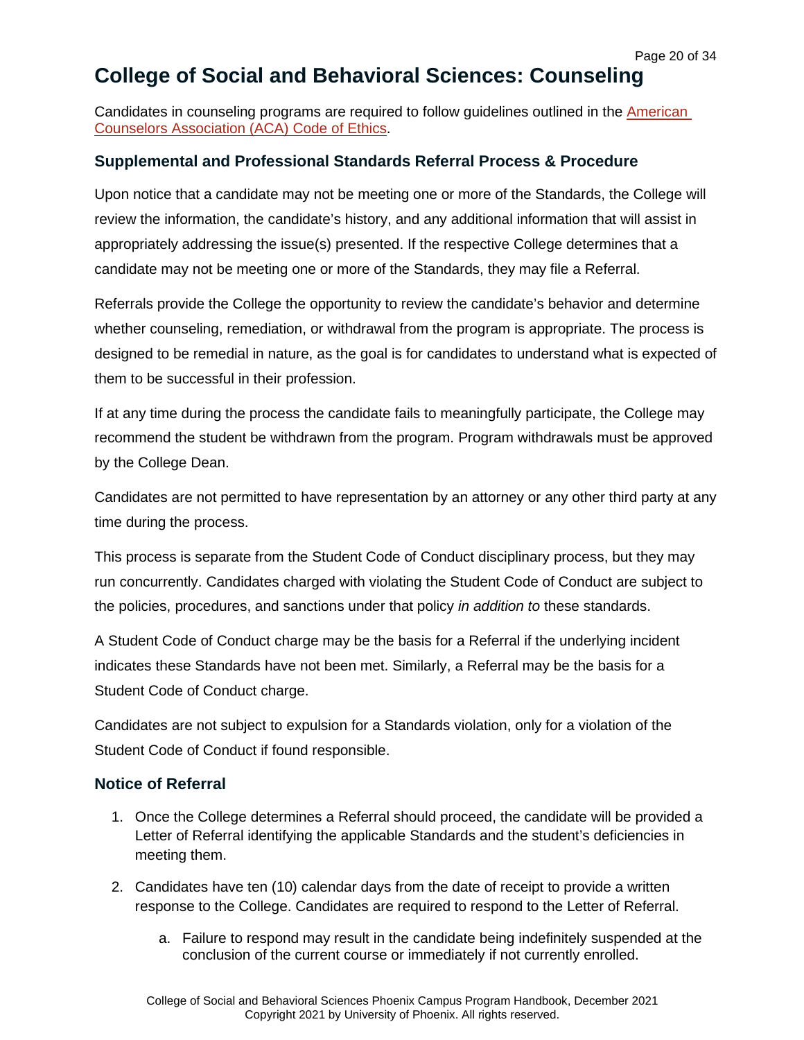# College of Social and Behavioral Sciences: Counseling

Candidates in counseling programs are required to follow guidelines outlined in the [American Counselors Association (ACA) Code of Ethics](#).

### Supplemental and Professional Standards Referral Process & Procedure

Upon notice that a candidate may not be meeting one or more of the Standards, the College will review the information, the candidate's history, and any additional information that will assist in appropriately addressing the issue(s) presented. If the respective College determines that a candidate may not be meeting one or more of the Standards, they may file a Referral.

Referrals provide the College the opportunity to review the candidate's behavior and determine whether counseling, remediation, or withdrawal from the program is appropriate. The process is designed to be remedial in nature, as the goal is for candidates to understand what is expected of them to be successful in their profession.

If at any time during the process the candidate fails to meaningfully participate, the College may recommend the student be withdrawn from the program. Program withdrawals must be approved by the College Dean.

Candidates are not permitted to have representation by an attorney or any other third party at any time during the process.

This process is separate from the Student Code of Conduct disciplinary process, but they may run concurrently. Candidates charged with violating the Student Code of Conduct are subject to the policies, procedures, and sanctions under that policy *in addition to* these standards.

A Student Code of Conduct charge may be the basis for a Referral if the underlying incident indicates these Standards have not been met. Similarly, a Referral may be the basis for a Student Code of Conduct charge.

Candidates are not subject to expulsion for a Standards violation, only for a violation of the Student Code of Conduct if found responsible.

### Notice of Referral

1. Once the College determines a Referral should proceed, the candidate will be provided a Letter of Referral identifying the applicable Standards and the student's deficiencies in meeting them.
2. Candidates have ten (10) calendar days from the date of receipt to provide a written response to the College. Candidates are required to respond to the Letter of Referral.
    a. Failure to respond may result in the candidate being indefinitely suspended at the conclusion of the current course or immediately if not currently enrolled.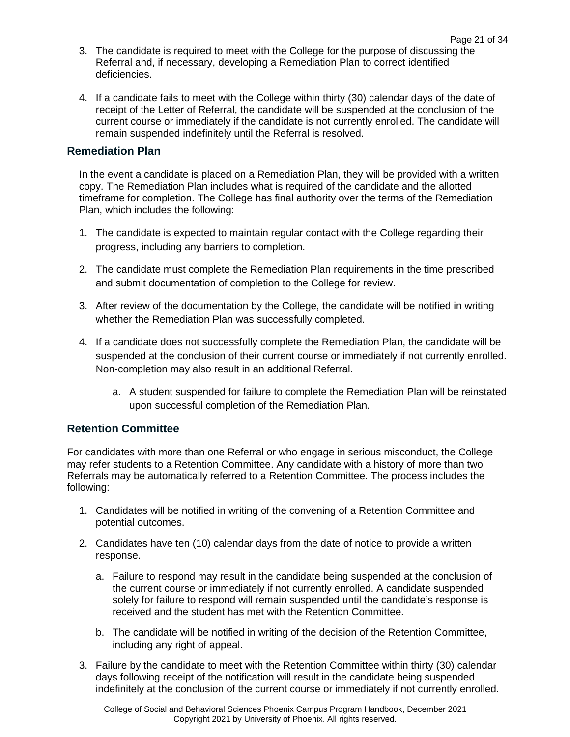3. The candidate is required to meet with the College for the purpose of discussing the Referral and, if necessary, developing a Remediation Plan to correct identified deficiencies.

4. If a candidate fails to meet with the College within thirty (30) calendar days of the date of receipt of the Letter of Referral, the candidate will be suspended at the conclusion of the current course or immediately if the candidate is not currently enrolled. The candidate will remain suspended indefinitely until the Referral is resolved.

### Remediation Plan

In the event a candidate is placed on a Remediation Plan, they will be provided with a written copy. The Remediation Plan includes what is required of the candidate and the allotted timeframe for completion. The College has final authority over the terms of the Remediation Plan, which includes the following:

1. The candidate is expected to maintain regular contact with the College regarding their progress, including any barriers to completion.

2. The candidate must complete the Remediation Plan requirements in the time prescribed and submit documentation of completion to the College for review.

3. After review of the documentation by the College, the candidate will be notified in writing whether the Remediation Plan was successfully completed.

4. If a candidate does not successfully complete the Remediation Plan, the candidate will be suspended at the conclusion of their current course or immediately if not currently enrolled. Non-completion may also result in an additional Referral.

    a. A student suspended for failure to complete the Remediation Plan will be reinstated upon successful completion of the Remediation Plan.

### Retention Committee

For candidates with more than one Referral or who engage in serious misconduct, the College may refer students to a Retention Committee. Any candidate with a history of more than two Referrals may be automatically referred to a Retention Committee. The process includes the following:

1. Candidates will be notified in writing of the convening of a Retention Committee and potential outcomes.

2. Candidates have ten (10) calendar days from the date of notice to provide a written response.

    a. Failure to respond may result in the candidate being suspended at the conclusion of the current course or immediately if not currently enrolled. A candidate suspended solely for failure to respond will remain suspended until the candidate's response is received and the student has met with the Retention Committee.

    b. The candidate will be notified in writing of the decision of the Retention Committee, including any right of appeal.

3. Failure by the candidate to meet with the Retention Committee within thirty (30) calendar days following receipt of the notification will result in the candidate being suspended indefinitely at the conclusion of the current course or immediately if not currently enrolled.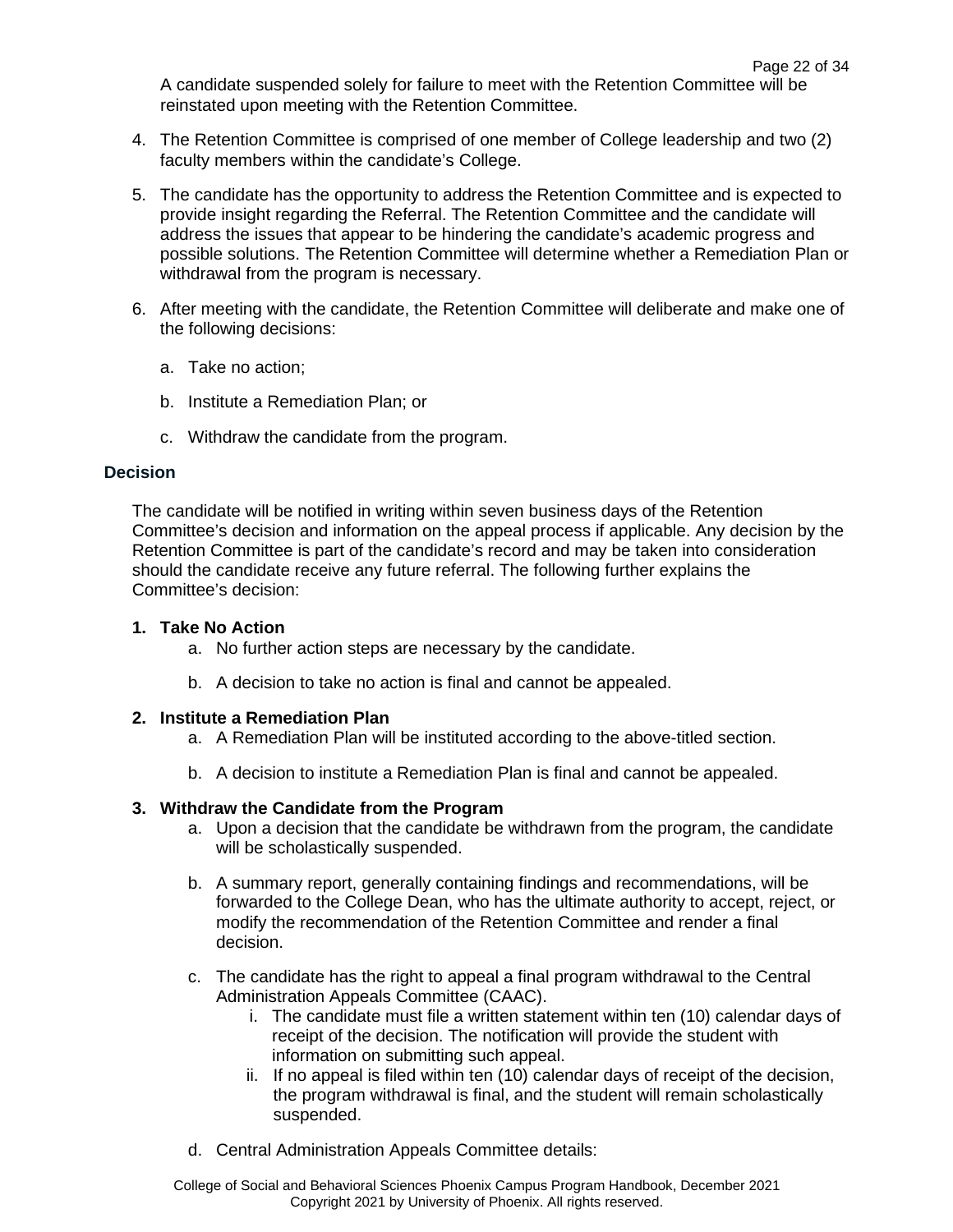A candidate suspended solely for failure to meet with the Retention Committee will be reinstated upon meeting with the Retention Committee.

4. The Retention Committee is comprised of one member of College leadership and two (2) faculty members within the candidate's College.

5. The candidate has the opportunity to address the Retention Committee and is expected to provide insight regarding the Referral. The Retention Committee and the candidate will address the issues that appear to be hindering the candidate's academic progress and possible solutions. The Retention Committee will determine whether a Remediation Plan or withdrawal from the program is necessary.

6. After meeting with the candidate, the Retention Committee will deliberate and make one of the following decisions:

   a. Take no action;

   b. Institute a Remediation Plan; or

   c. Withdraw the candidate from the program.

### Decision

The candidate will be notified in writing within seven business days of the Retention Committee's decision and information on the appeal process if applicable. Any decision by the Retention Committee is part of the candidate's record and may be taken into consideration should the candidate receive any future referral. The following further explains the Committee's decision:

1. **Take No Action**
   a. No further action steps are necessary by the candidate.

   b. A decision to take no action is final and cannot be appealed.

2. **Institute a Remediation Plan**
   a. A Remediation Plan will be instituted according to the above-titled section.

   b. A decision to institute a Remediation Plan is final and cannot be appealed.

3. **Withdraw the Candidate from the Program**
   a. Upon a decision that the candidate be withdrawn from the program, the candidate will be scholastically suspended.

   b. A summary report, generally containing findings and recommendations, will be forwarded to the College Dean, who has the ultimate authority to accept, reject, or modify the recommendation of the Retention Committee and render a final decision.

   c. The candidate has the right to appeal a final program withdrawal to the Central Administration Appeals Committee (CAAC).
      i. The candidate must file a written statement within ten (10) calendar days of receipt of the decision. The notification will provide the student with information on submitting such appeal.
      ii. If no appeal is filed within ten (10) calendar days of receipt of the decision, the program withdrawal is final, and the student will remain scholastically suspended.

   d. Central Administration Appeals Committee details: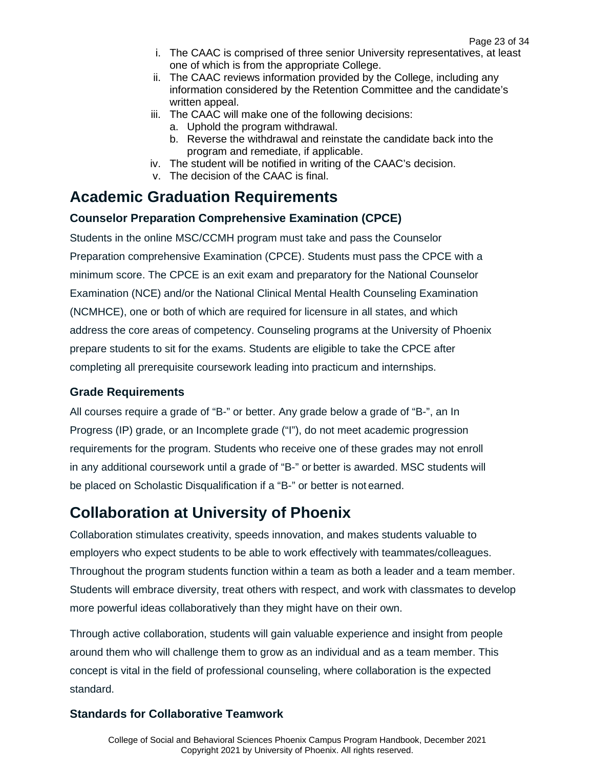i. The CAAC is comprised of three senior University representatives, at least one of which is from the appropriate College.
ii. The CAAC reviews information provided by the College, including any information considered by the Retention Committee and the candidate's written appeal.
iii. The CAAC will make one of the following decisions:
    a. Uphold the program withdrawal.
    b. Reverse the withdrawal and reinstate the candidate back into the program and remediate, if applicable.
iv. The student will be notified in writing of the CAAC's decision.
v. The decision of the CAAC is final.

# Academic Graduation Requirements

### Counselor Preparation Comprehensive Examination (CPCE)

Students in the online MSC/CCMH program must take and pass the Counselor Preparation comprehensive Examination (CPCE). Students must pass the CPCE with a minimum score. The CPCE is an exit exam and preparatory for the National Counselor Examination (NCE) and/or the National Clinical Mental Health Counseling Examination (NCMHCE), one or both of which are required for licensure in all states, and which address the core areas of competency. Counseling programs at the University of Phoenix prepare students to sit for the exams. Students are eligible to take the CPCE after completing all prerequisite coursework leading into practicum and internships.

### Grade Requirements

All courses require a grade of "B-" or better. Any grade below a grade of "B-", an In Progress (IP) grade, or an Incomplete grade ("I"), do not meet academic progression requirements for the program. Students who receive one of these grades may not enroll in any additional coursework until a grade of "B-" or better is awarded. MSC students will be placed on Scholastic Disqualification if a "B-" or better is not earned.

# Collaboration at University of Phoenix

Collaboration stimulates creativity, speeds innovation, and makes students valuable to employers who expect students to be able to work effectively with teammates/colleagues. Throughout the program students function within a team as both a leader and a team member. Students will embrace diversity, treat others with respect, and work with classmates to develop more powerful ideas collaboratively than they might have on their own.

Through active collaboration, students will gain valuable experience and insight from people around them who will challenge them to grow as an individual and as a team member. This concept is vital in the field of professional counseling, where collaboration is the expected standard.

### Standards for Collaborative Teamwork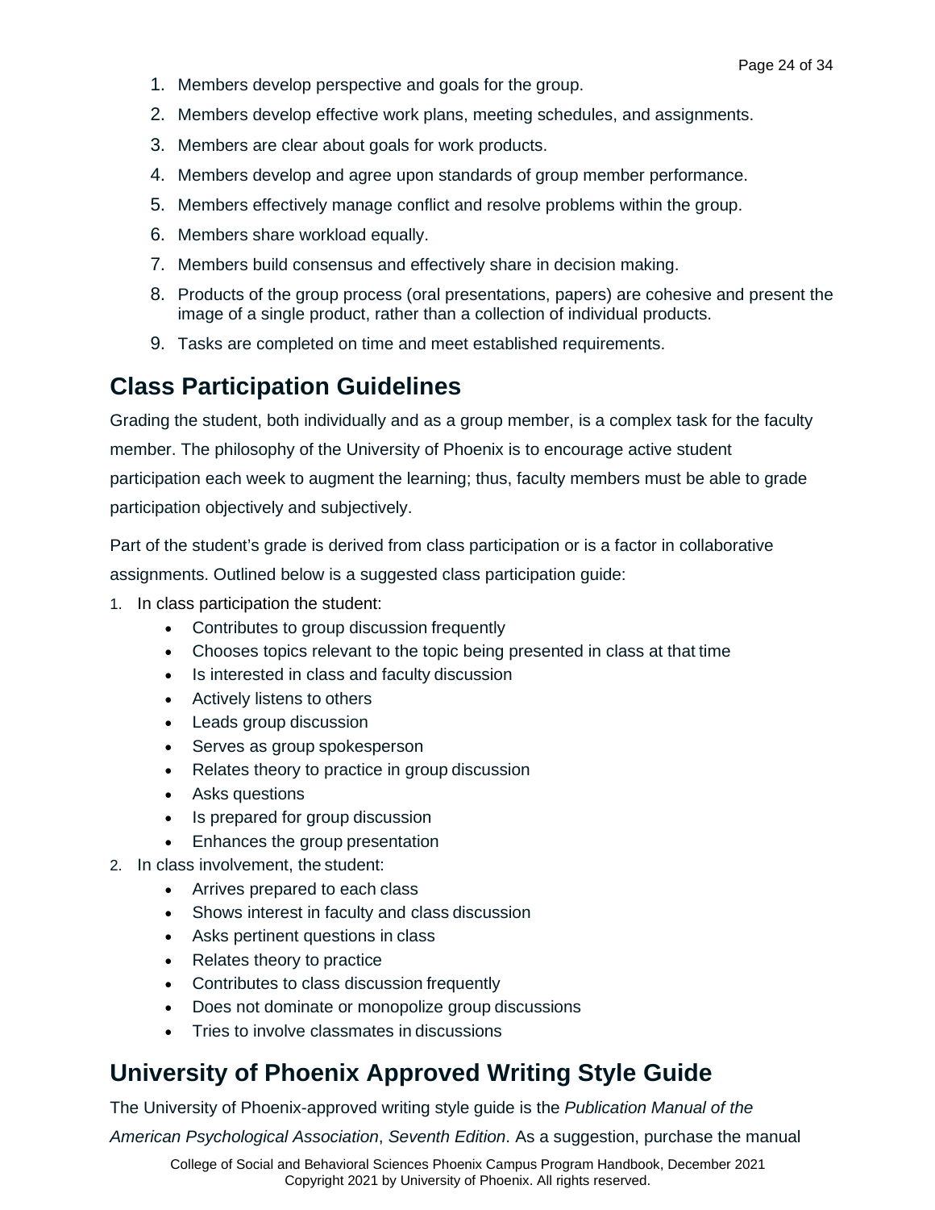1. Members develop perspective and goals for the group.
2. Members develop effective work plans, meeting schedules, and assignments.
3. Members are clear about goals for work products.
4. Members develop and agree upon standards of group member performance.
5. Members effectively manage conflict and resolve problems within the group.
6. Members share workload equally.
7. Members build consensus and effectively share in decision making.
8. Products of the group process (oral presentations, papers) are cohesive and present the image of a single product, rather than a collection of individual products.
9. Tasks are completed on time and meet established requirements.

## Class Participation Guidelines

Grading the student, both individually and as a group member, is a complex task for the faculty member. The philosophy of the University of Phoenix is to encourage active student participation each week to augment the learning; thus, faculty members must be able to grade participation objectively and subjectively.

Part of the student's grade is derived from class participation or is a factor in collaborative assignments. Outlined below is a suggested class participation guide:

1. In class participation the student:
   - Contributes to group discussion frequently
   - Chooses topics relevant to the topic being presented in class at that time
   - Is interested in class and faculty discussion
   - Actively listens to others
   - Leads group discussion
   - Serves as group spokesperson
   - Relates theory to practice in group discussion
   - Asks questions
   - Is prepared for group discussion
   - Enhances the group presentation
2. In class involvement, the student:
   - Arrives prepared to each class
   - Shows interest in faculty and class discussion
   - Asks pertinent questions in class
   - Relates theory to practice
   - Contributes to class discussion frequently
   - Does not dominate or monopolize group discussions
   - Tries to involve classmates in discussions

## University of Phoenix Approved Writing Style Guide

The University of Phoenix-approved writing style guide is the *Publication Manual of the American Psychological Association*, *Seventh Edition*. As a suggestion, purchase the manual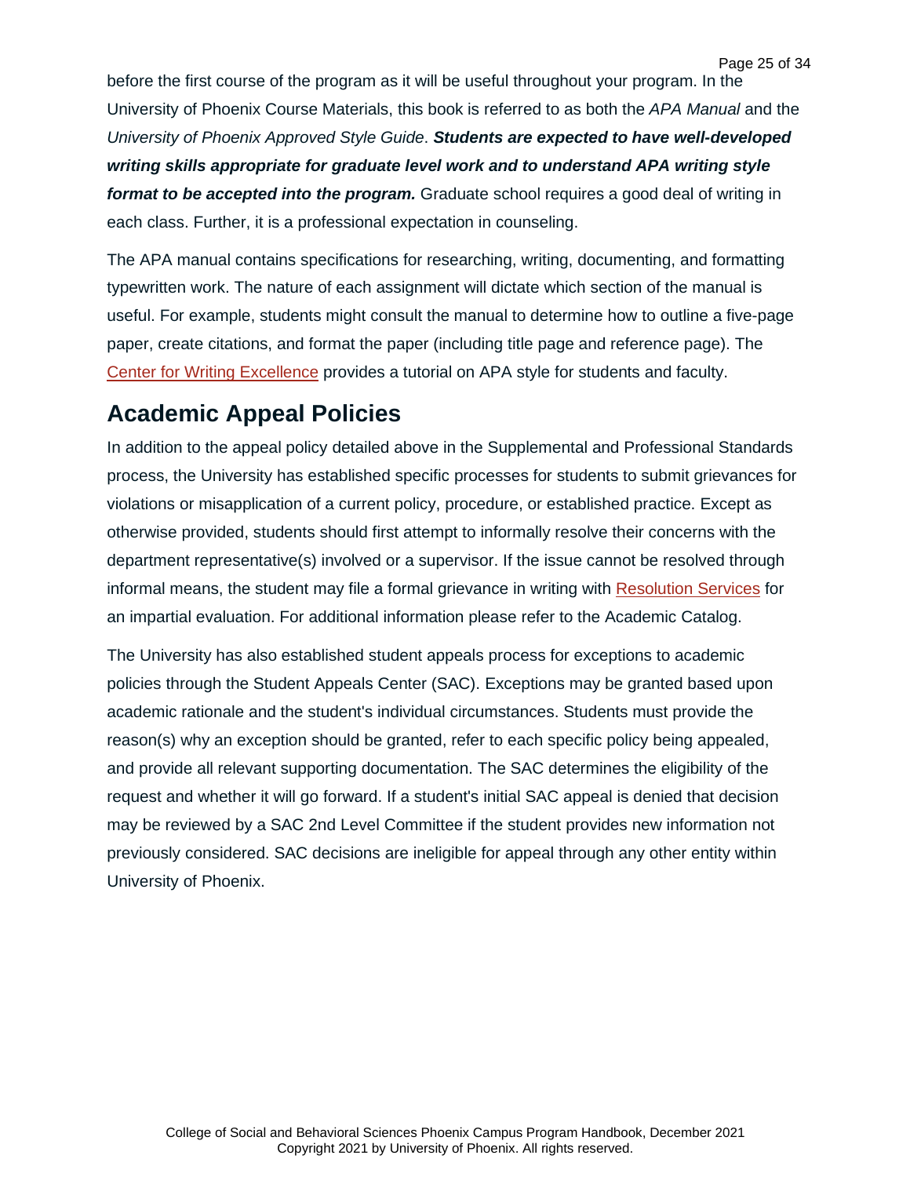before the first course of the program as it will be useful throughout your program. In the University of Phoenix Course Materials, this book is referred to as both the *APA Manual* and the *University of Phoenix Approved Style Guide*. ***Students are expected to have well-developed writing skills appropriate for graduate level work and to understand APA writing style format to be accepted into the program.*** Graduate school requires a good deal of writing in each class. Further, it is a professional expectation in counseling.

The APA manual contains specifications for researching, writing, documenting, and formatting typewritten work. The nature of each assignment will dictate which section of the manual is useful. For example, students might consult the manual to determine how to outline a five-page paper, create citations, and format the paper (including title page and reference page). The Center for Writing Excellence provides a tutorial on APA style for students and faculty.

## Academic Appeal Policies

In addition to the appeal policy detailed above in the Supplemental and Professional Standards process, the University has established specific processes for students to submit grievances for violations or misapplication of a current policy, procedure, or established practice. Except as otherwise provided, students should first attempt to informally resolve their concerns with the department representative(s) involved or a supervisor. If the issue cannot be resolved through informal means, the student may file a formal grievance in writing with Resolution Services for an impartial evaluation. For additional information please refer to the Academic Catalog.

The University has also established student appeals process for exceptions to academic policies through the Student Appeals Center (SAC). Exceptions may be granted based upon academic rationale and the student's individual circumstances. Students must provide the reason(s) why an exception should be granted, refer to each specific policy being appealed, and provide all relevant supporting documentation. The SAC determines the eligibility of the request and whether it will go forward. If a student's initial SAC appeal is denied that decision may be reviewed by a SAC 2nd Level Committee if the student provides new information not previously considered. SAC decisions are ineligible for appeal through any other entity within University of Phoenix.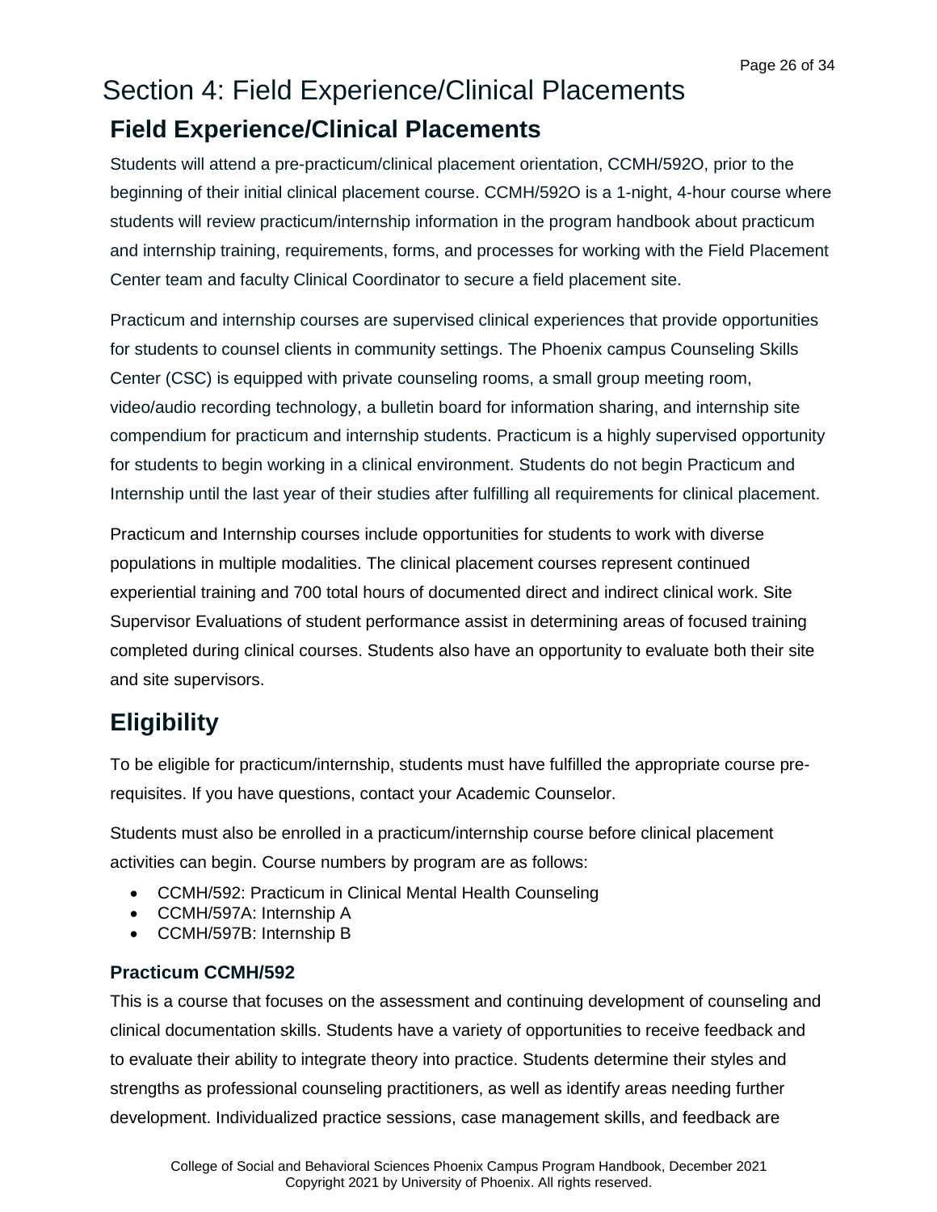# Section 4: Field Experience/Clinical Placements

## Field Experience/Clinical Placements

Students will attend a pre-practicum/clinical placement orientation, CCMH/592O, prior to the beginning of their initial clinical placement course. CCMH/592O is a 1-night, 4-hour course where students will review practicum/internship information in the program handbook about practicum and internship training, requirements, forms, and processes for working with the Field Placement Center team and faculty Clinical Coordinator to secure a field placement site.

Practicum and internship courses are supervised clinical experiences that provide opportunities for students to counsel clients in community settings. The Phoenix campus Counseling Skills Center (CSC) is equipped with private counseling rooms, a small group meeting room, video/audio recording technology, a bulletin board for information sharing, and internship site compendium for practicum and internship students. Practicum is a highly supervised opportunity for students to begin working in a clinical environment. Students do not begin Practicum and Internship until the last year of their studies after fulfilling all requirements for clinical placement.

Practicum and Internship courses include opportunities for students to work with diverse populations in multiple modalities. The clinical placement courses represent continued experiential training and 700 total hours of documented direct and indirect clinical work. Site Supervisor Evaluations of student performance assist in determining areas of focused training completed during clinical courses. Students also have an opportunity to evaluate both their site and site supervisors.

## Eligibility

To be eligible for practicum/internship, students must have fulfilled the appropriate course pre-requisites. If you have questions, contact your Academic Counselor.

Students must also be enrolled in a practicum/internship course before clinical placement activities can begin. Course numbers by program are as follows:

- CCMH/592: Practicum in Clinical Mental Health Counseling
- CCMH/597A: Internship A
- CCMH/597B: Internship B

### Practicum CCMH/592

This is a course that focuses on the assessment and continuing development of counseling and clinical documentation skills. Students have a variety of opportunities to receive feedback and to evaluate their ability to integrate theory into practice. Students determine their styles and strengths as professional counseling practitioners, as well as identify areas needing further development. Individualized practice sessions, case management skills, and feedback are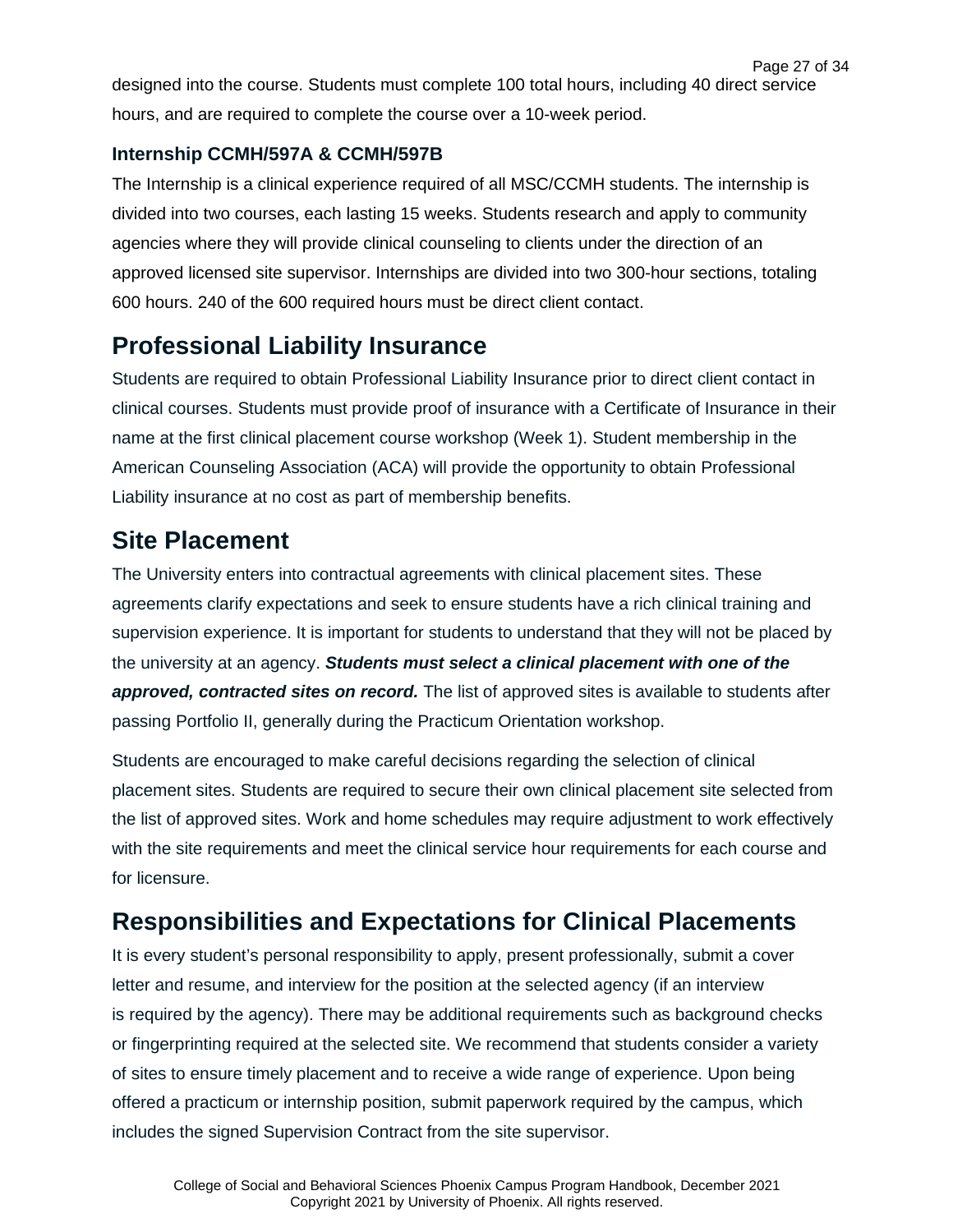designed into the course. Students must complete 100 total hours, including 40 direct service hours, and are required to complete the course over a 10-week period.

### Internship CCMH/597A & CCMH/597B

The Internship is a clinical experience required of all MSC/CCMH students. The internship is divided into two courses, each lasting 15 weeks. Students research and apply to community agencies where they will provide clinical counseling to clients under the direction of an approved licensed site supervisor. Internships are divided into two 300-hour sections, totaling 600 hours. 240 of the 600 required hours must be direct client contact.

## Professional Liability Insurance

Students are required to obtain Professional Liability Insurance prior to direct client contact in clinical courses. Students must provide proof of insurance with a Certificate of Insurance in their name at the first clinical placement course workshop (Week 1). Student membership in the American Counseling Association (ACA) will provide the opportunity to obtain Professional Liability insurance at no cost as part of membership benefits.

## Site Placement

The University enters into contractual agreements with clinical placement sites. These agreements clarify expectations and seek to ensure students have a rich clinical training and supervision experience. It is important for students to understand that they will not be placed by the university at an agency. ***Students must select a clinical placement with one of the approved, contracted sites on record.*** The list of approved sites is available to students after passing Portfolio II, generally during the Practicum Orientation workshop.

Students are encouraged to make careful decisions regarding the selection of clinical placement sites. Students are required to secure their own clinical placement site selected from the list of approved sites. Work and home schedules may require adjustment to work effectively with the site requirements and meet the clinical service hour requirements for each course and for licensure.

## Responsibilities and Expectations for Clinical Placements

It is every student's personal responsibility to apply, present professionally, submit a cover letter and resume, and interview for the position at the selected agency (if an interview is required by the agency). There may be additional requirements such as background checks or fingerprinting required at the selected site. We recommend that students consider a variety of sites to ensure timely placement and to receive a wide range of experience. Upon being offered a practicum or internship position, submit paperwork required by the campus, which includes the signed Supervision Contract from the site supervisor.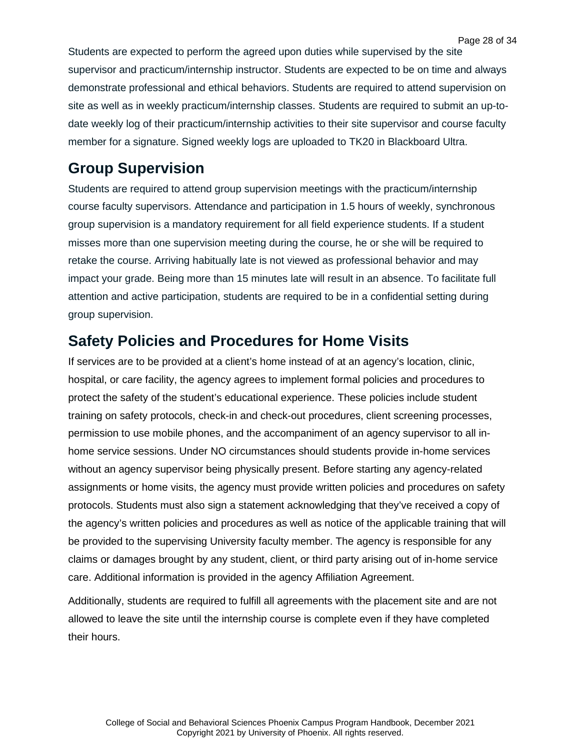Students are expected to perform the agreed upon duties while supervised by the site supervisor and practicum/internship instructor. Students are expected to be on time and always demonstrate professional and ethical behaviors. Students are required to attend supervision on site as well as in weekly practicum/internship classes. Students are required to submit an up-to-date weekly log of their practicum/internship activities to their site supervisor and course faculty member for a signature. Signed weekly logs are uploaded to TK20 in Blackboard Ultra.

## Group Supervision

Students are required to attend group supervision meetings with the practicum/internship course faculty supervisors. Attendance and participation in 1.5 hours of weekly, synchronous group supervision is a mandatory requirement for all field experience students. If a student misses more than one supervision meeting during the course, he or she will be required to retake the course. Arriving habitually late is not viewed as professional behavior and may impact your grade. Being more than 15 minutes late will result in an absence. To facilitate full attention and active participation, students are required to be in a confidential setting during group supervision.

## Safety Policies and Procedures for Home Visits

If services are to be provided at a client's home instead of at an agency's location, clinic, hospital, or care facility, the agency agrees to implement formal policies and procedures to protect the safety of the student's educational experience. These policies include student training on safety protocols, check-in and check-out procedures, client screening processes, permission to use mobile phones, and the accompaniment of an agency supervisor to all in-home service sessions. Under NO circumstances should students provide in-home services without an agency supervisor being physically present. Before starting any agency-related assignments or home visits, the agency must provide written policies and procedures on safety protocols. Students must also sign a statement acknowledging that they've received a copy of the agency's written policies and procedures as well as notice of the applicable training that will be provided to the supervising University faculty member. The agency is responsible for any claims or damages brought by any student, client, or third party arising out of in-home service care. Additional information is provided in the agency Affiliation Agreement.

Additionally, students are required to fulfill all agreements with the placement site and are not allowed to leave the site until the internship course is complete even if they have completed their hours.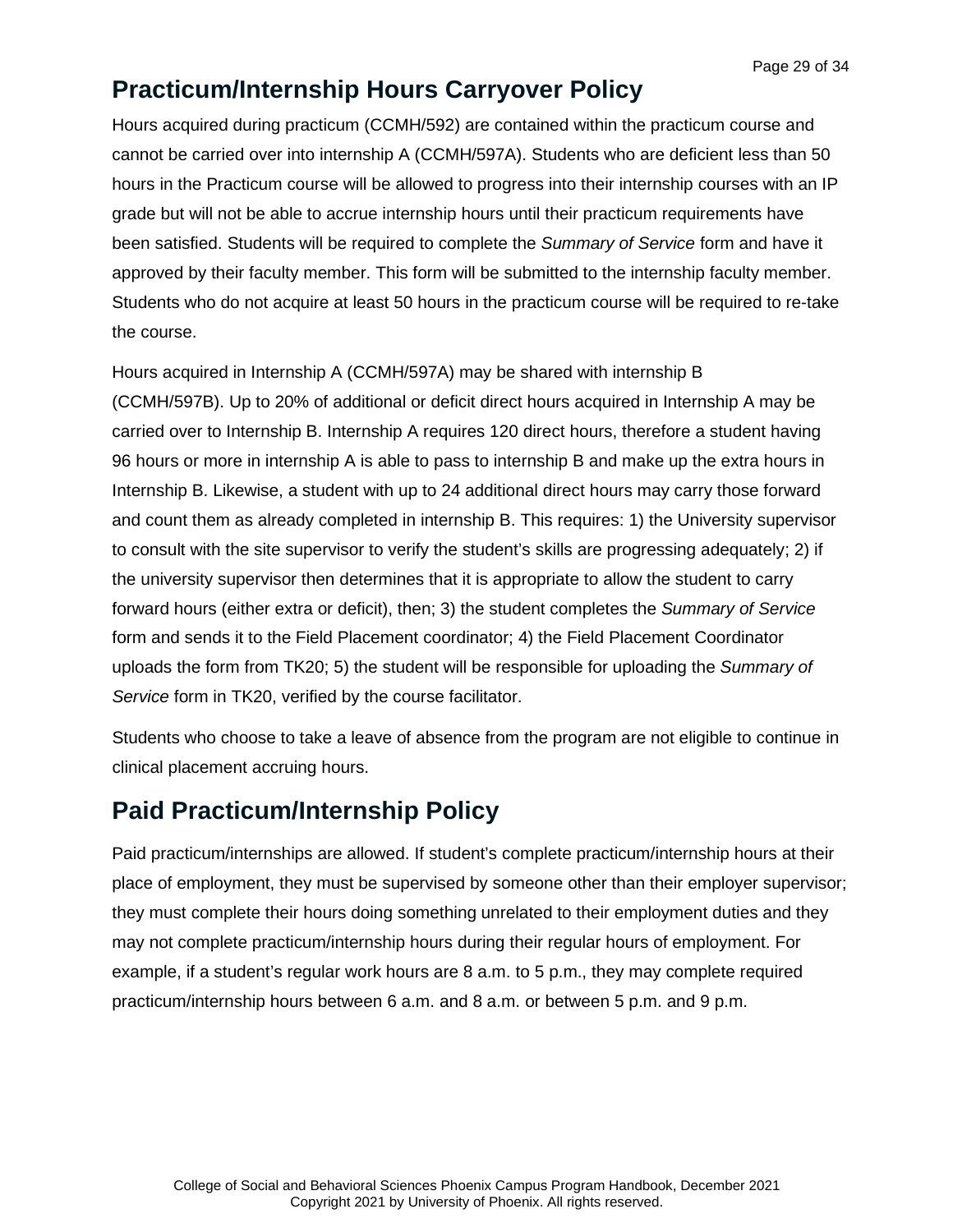## Practicum/Internship Hours Carryover Policy

Hours acquired during practicum (CCMH/592) are contained within the practicum course and cannot be carried over into internship A (CCMH/597A). Students who are deficient less than 50 hours in the Practicum course will be allowed to progress into their internship courses with an IP grade but will not be able to accrue internship hours until their practicum requirements have been satisfied. Students will be required to complete the *Summary of Service* form and have it approved by their faculty member. This form will be submitted to the internship faculty member. Students who do not acquire at least 50 hours in the practicum course will be required to re-take the course.

Hours acquired in Internship A (CCMH/597A) may be shared with internship B (CCMH/597B). Up to 20% of additional or deficit direct hours acquired in Internship A may be carried over to Internship B. Internship A requires 120 direct hours, therefore a student having 96 hours or more in internship A is able to pass to internship B and make up the extra hours in Internship B. Likewise, a student with up to 24 additional direct hours may carry those forward and count them as already completed in internship B. This requires: 1) the University supervisor to consult with the site supervisor to verify the student's skills are progressing adequately; 2) if the university supervisor then determines that it is appropriate to allow the student to carry forward hours (either extra or deficit), then; 3) the student completes the *Summary of Service* form and sends it to the Field Placement coordinator; 4) the Field Placement Coordinator uploads the form from TK20; 5) the student will be responsible for uploading the *Summary of Service* form in TK20, verified by the course facilitator.

Students who choose to take a leave of absence from the program are not eligible to continue in clinical placement accruing hours.

## Paid Practicum/Internship Policy

Paid practicum/internships are allowed. If student's complete practicum/internship hours at their place of employment, they must be supervised by someone other than their employer supervisor; they must complete their hours doing something unrelated to their employment duties and they may not complete practicum/internship hours during their regular hours of employment. For example, if a student's regular work hours are 8 a.m. to 5 p.m., they may complete required practicum/internship hours between 6 a.m. and 8 a.m. or between 5 p.m. and 9 p.m.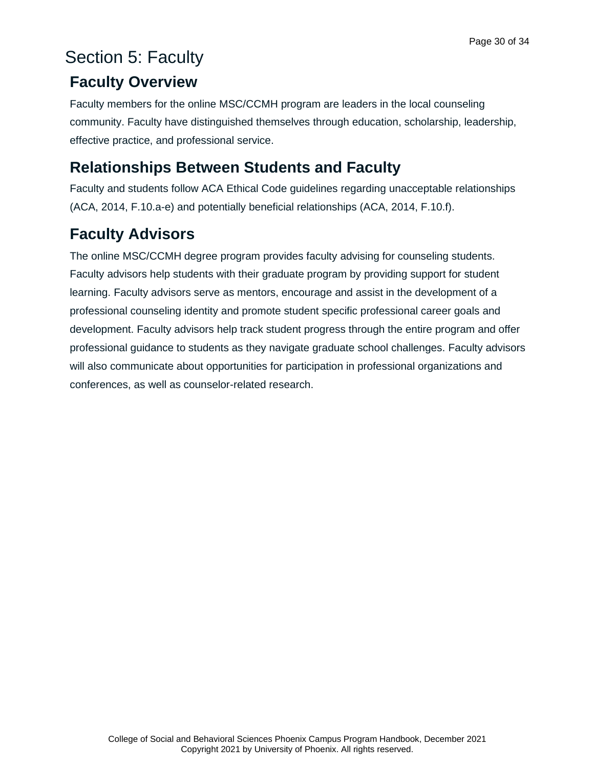# Section 5: Faculty

## Faculty Overview

Faculty members for the online MSC/CCMH program are leaders in the local counseling community. Faculty have distinguished themselves through education, scholarship, leadership, effective practice, and professional service.

## Relationships Between Students and Faculty

Faculty and students follow ACA Ethical Code guidelines regarding unacceptable relationships (ACA, 2014, F.10.a-e) and potentially beneficial relationships (ACA, 2014, F.10.f).

## Faculty Advisors

The online MSC/CCMH degree program provides faculty advising for counseling students. Faculty advisors help students with their graduate program by providing support for student learning. Faculty advisors serve as mentors, encourage and assist in the development of a professional counseling identity and promote student specific professional career goals and development. Faculty advisors help track student progress through the entire program and offer professional guidance to students as they navigate graduate school challenges. Faculty advisors will also communicate about opportunities for participation in professional organizations and conferences, as well as counselor-related research.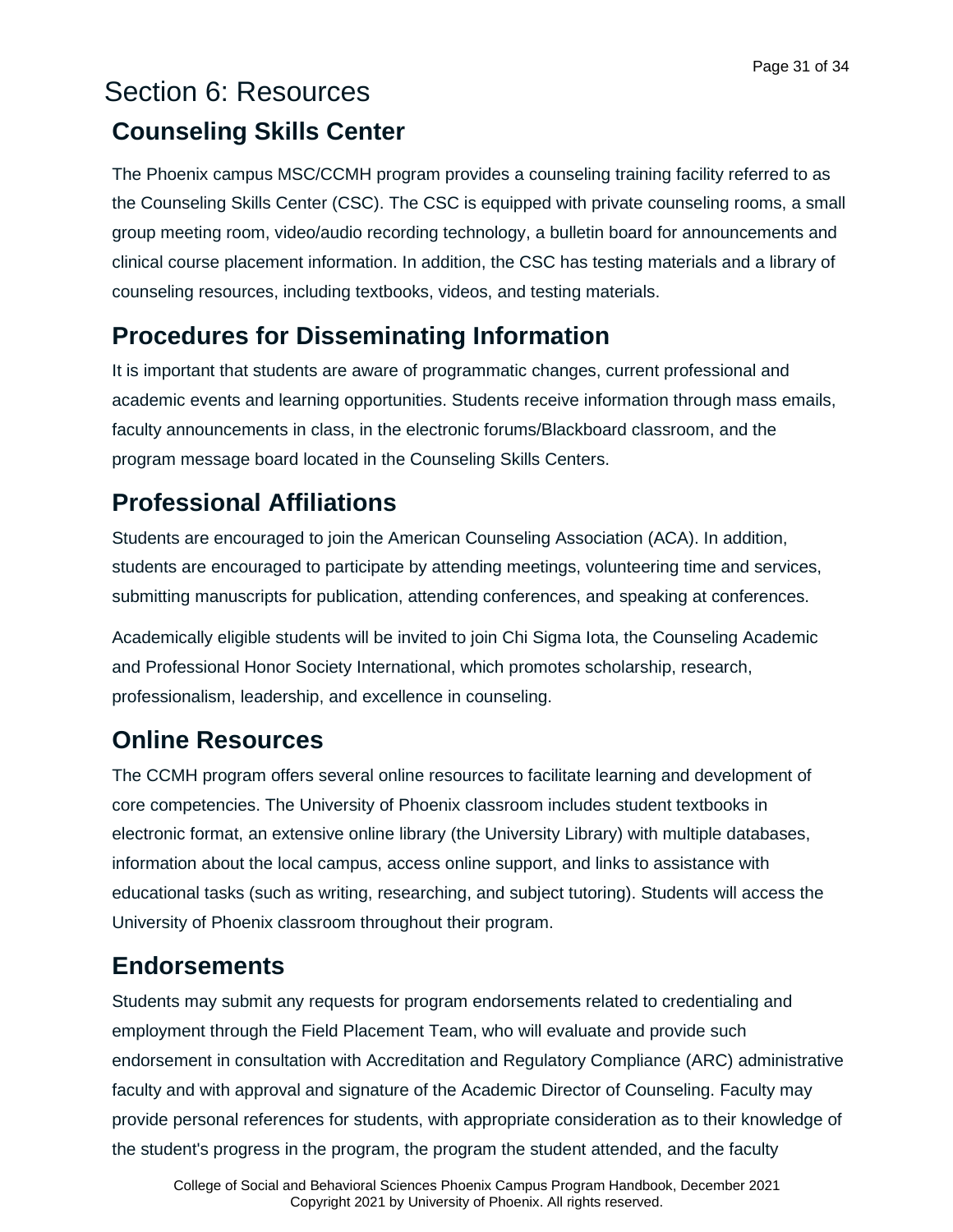# Section 6: Resources

## Counseling Skills Center

The Phoenix campus MSC/CCMH program provides a counseling training facility referred to as the Counseling Skills Center (CSC). The CSC is equipped with private counseling rooms, a small group meeting room, video/audio recording technology, a bulletin board for announcements and clinical course placement information. In addition, the CSC has testing materials and a library of counseling resources, including textbooks, videos, and testing materials.

## Procedures for Disseminating Information

It is important that students are aware of programmatic changes, current professional and academic events and learning opportunities. Students receive information through mass emails, faculty announcements in class, in the electronic forums/Blackboard classroom, and the program message board located in the Counseling Skills Centers.

## Professional Affiliations

Students are encouraged to join the American Counseling Association (ACA). In addition, students are encouraged to participate by attending meetings, volunteering time and services, submitting manuscripts for publication, attending conferences, and speaking at conferences.

Academically eligible students will be invited to join Chi Sigma Iota, the Counseling Academic and Professional Honor Society International, which promotes scholarship, research, professionalism, leadership, and excellence in counseling.

## Online Resources

The CCMH program offers several online resources to facilitate learning and development of core competencies. The University of Phoenix classroom includes student textbooks in electronic format, an extensive online library (the University Library) with multiple databases, information about the local campus, access online support, and links to assistance with educational tasks (such as writing, researching, and subject tutoring). Students will access the University of Phoenix classroom throughout their program.

## Endorsements

Students may submit any requests for program endorsements related to credentialing and employment through the Field Placement Team, who will evaluate and provide such endorsement in consultation with Accreditation and Regulatory Compliance (ARC) administrative faculty and with approval and signature of the Academic Director of Counseling. Faculty may provide personal references for students, with appropriate consideration as to their knowledge of the student's progress in the program, the program the student attended, and the faculty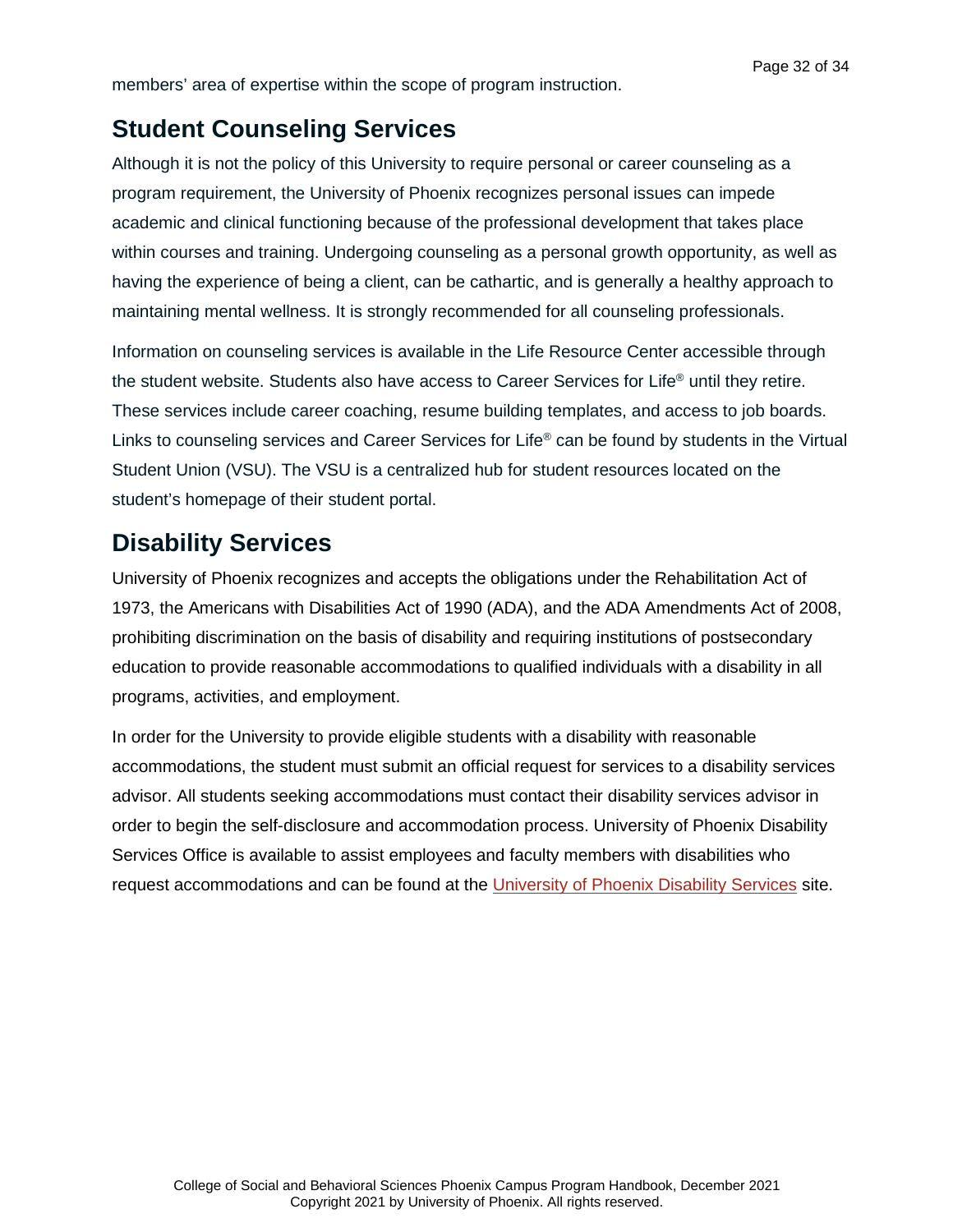members' area of expertise within the scope of program instruction.

## Student Counseling Services

Although it is not the policy of this University to require personal or career counseling as a program requirement, the University of Phoenix recognizes personal issues can impede academic and clinical functioning because of the professional development that takes place within courses and training. Undergoing counseling as a personal growth opportunity, as well as having the experience of being a client, can be cathartic, and is generally a healthy approach to maintaining mental wellness. It is strongly recommended for all counseling professionals.

Information on counseling services is available in the Life Resource Center accessible through the student website. Students also have access to Career Services for Life® until they retire. These services include career coaching, resume building templates, and access to job boards. Links to counseling services and Career Services for Life® can be found by students in the Virtual Student Union (VSU). The VSU is a centralized hub for student resources located on the student's homepage of their student portal.

## Disability Services

University of Phoenix recognizes and accepts the obligations under the Rehabilitation Act of 1973, the Americans with Disabilities Act of 1990 (ADA), and the ADA Amendments Act of 2008, prohibiting discrimination on the basis of disability and requiring institutions of postsecondary education to provide reasonable accommodations to qualified individuals with a disability in all programs, activities, and employment.

In order for the University to provide eligible students with a disability with reasonable accommodations, the student must submit an official request for services to a disability services advisor. All students seeking accommodations must contact their disability services advisor in order to begin the self-disclosure and accommodation process. University of Phoenix Disability Services Office is available to assist employees and faculty members with disabilities who request accommodations and can be found at the University of Phoenix Disability Services site.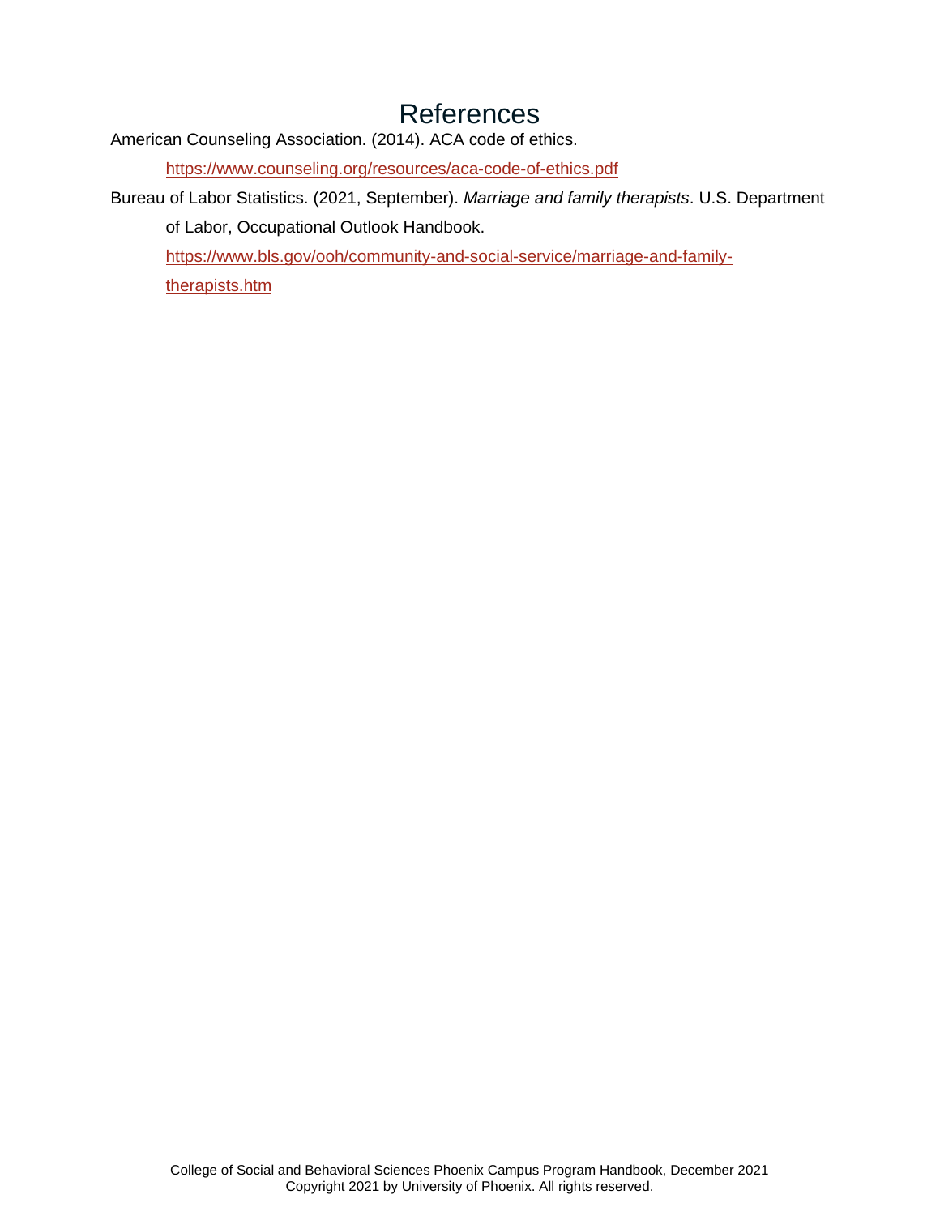# References

American Counseling Association. (2014). ACA code of ethics. https://www.counseling.org/resources/aca-code-of-ethics.pdf

Bureau of Labor Statistics. (2021, September). *Marriage and family therapists*. U.S. Department of Labor, Occupational Outlook Handbook. https://www.bls.gov/ooh/community-and-social-service/marriage-and-family-therapists.htm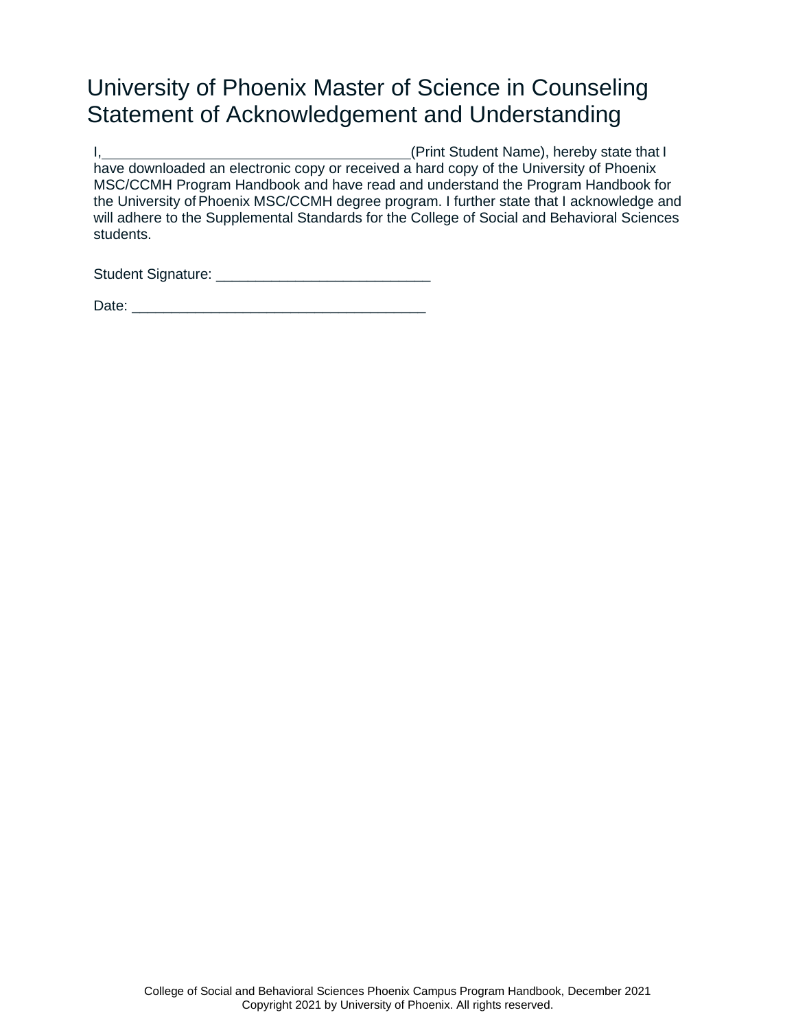# University of Phoenix Master of Science in Counseling Statement of Acknowledgement and Understanding

I,_______________________________________(Print Student Name), hereby state that I have downloaded an electronic copy or received a hard copy of the University of Phoenix MSC/CCMH Program Handbook and have read and understand the Program Handbook for the University of Phoenix MSC/CCMH degree program. I further state that I acknowledge and will adhere to the Supplemental Standards for the College of Social and Behavioral Sciences students.

Student Signature: ___________________________

Date: _____________________________________